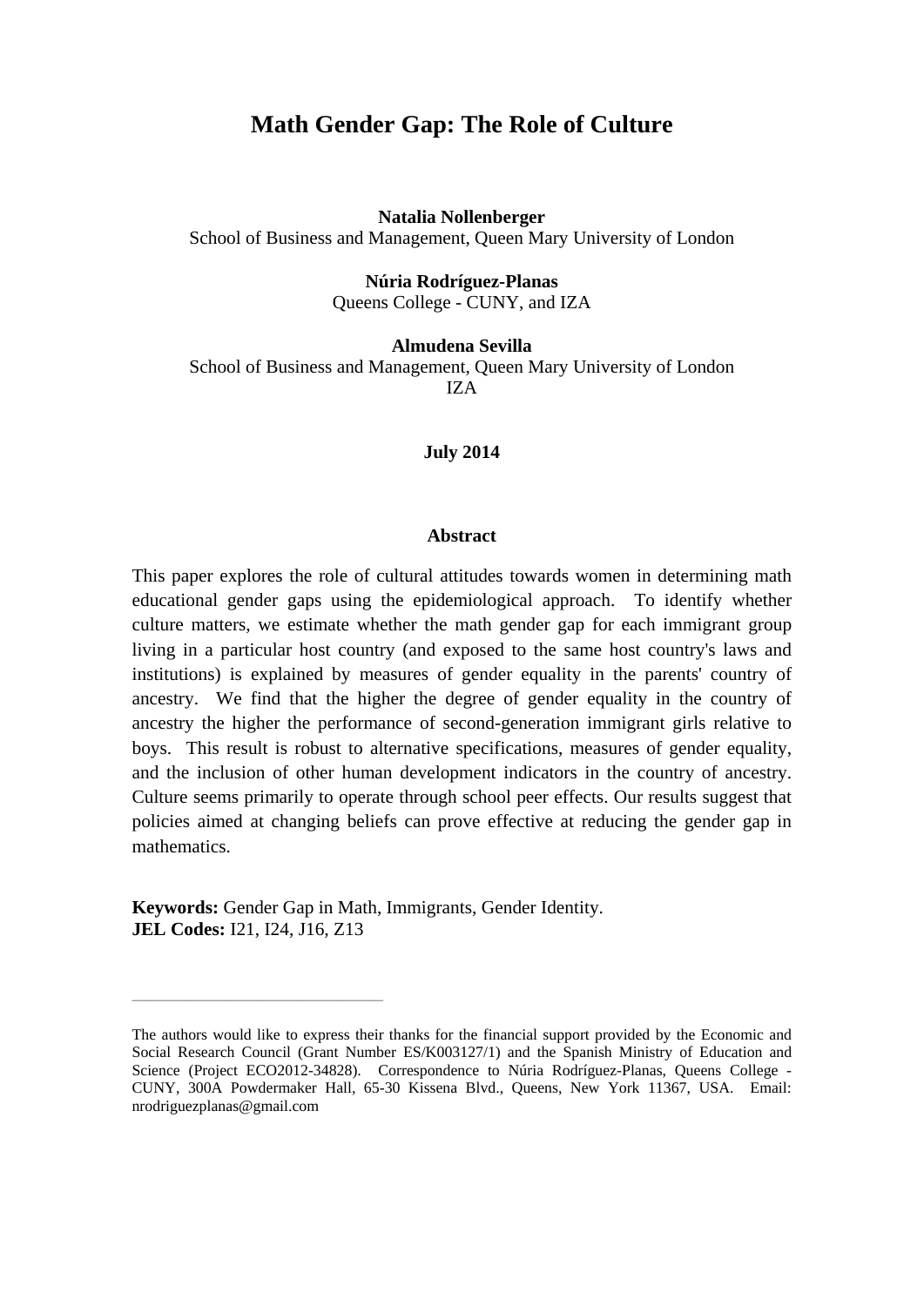# Math Gender Gap: The Role of Culture

**Natalia Nollenberger**
School of Business and Management, Queen Mary University of London

**Núria Rodríguez-Planas**
Queens College - CUNY, and IZA

**Almudena Sevilla**
School of Business and Management, Queen Mary University of London
IZA

**July 2014**

## Abstract

This paper explores the role of cultural attitudes towards women in determining math educational gender gaps using the epidemiological approach. To identify whether culture matters, we estimate whether the math gender gap for each immigrant group living in a particular host country (and exposed to the same host country's laws and institutions) is explained by measures of gender equality in the parents' country of ancestry. We find that the higher the degree of gender equality in the country of ancestry the higher the performance of second-generation immigrant girls relative to boys. This result is robust to alternative specifications, measures of gender equality, and the inclusion of other human development indicators in the country of ancestry. Culture seems primarily to operate through school peer effects. Our results suggest that policies aimed at changing beliefs can prove effective at reducing the gender gap in mathematics.

**Keywords:** Gender Gap in Math, Immigrants, Gender Identity.
**JEL Codes:** I21, I24, J16, Z13

---

The authors would like to express their thanks for the financial support provided by the Economic and Social Research Council (Grant Number ES/K003127/1) and the Spanish Ministry of Education and Science (Project ECO2012-34828). Correspondence to Núria Rodríguez-Planas, Queens College - CUNY, 300A Powdermaker Hall, 65-30 Kissena Blvd., Queens, New York 11367, USA. Email: nrodriguezplanas@gmail.com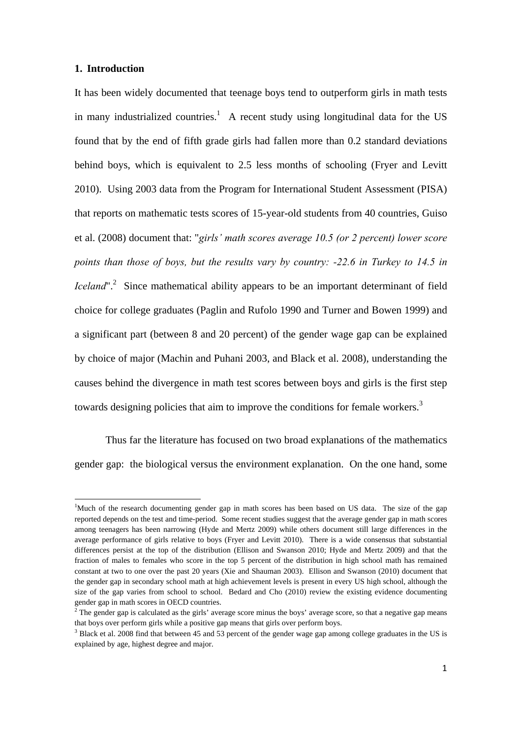## 1. Introduction

It has been widely documented that teenage boys tend to outperform girls in math tests in many industrialized countries.[1] A recent study using longitudinal data for the US found that by the end of fifth grade girls had fallen more than 0.2 standard deviations behind boys, which is equivalent to 2.5 less months of schooling (Fryer and Levitt 2010). Using 2003 data from the Program for International Student Assessment (PISA) that reports on mathematic tests scores of 15-year-old students from 40 countries, Guiso et al. (2008) document that: "*girls' math scores average 10.5 (or 2 percent) lower score points than those of boys, but the results vary by country: -22.6 in Turkey to 14.5 in Iceland*".[2] Since mathematical ability appears to be an important determinant of field choice for college graduates (Paglin and Rufolo 1990 and Turner and Bowen 1999) and a significant part (between 8 and 20 percent) of the gender wage gap can be explained by choice of major (Machin and Puhani 2003, and Black et al. 2008), understanding the causes behind the divergence in math test scores between boys and girls is the first step towards designing policies that aim to improve the conditions for female workers.[3]

Thus far the literature has focused on two broad explanations of the mathematics gender gap: the biological versus the environment explanation. On the one hand, some

---

[1] Much of the research documenting gender gap in math scores has been based on US data. The size of the gap reported depends on the test and time-period. Some recent studies suggest that the average gender gap in math scores among teenagers has been narrowing (Hyde and Mertz 2009) while others document still large differences in the average performance of girls relative to boys (Fryer and Levitt 2010). There is a wide consensus that substantial differences persist at the top of the distribution (Ellison and Swanson 2010; Hyde and Mertz 2009) and that the fraction of males to females who score in the top 5 percent of the distribution in high school math has remained constant at two to one over the past 20 years (Xie and Shauman 2003). Ellison and Swanson (2010) document that the gender gap in secondary school math at high achievement levels is present in every US high school, although the size of the gap varies from school to school. Bedard and Cho (2010) review the existing evidence documenting gender gap in math scores in OECD countries.

[2] The gender gap is calculated as the girls' average score minus the boys' average score, so that a negative gap means that boys over perform girls while a positive gap means that girls over perform boys.

[3] Black et al. 2008 find that between 45 and 53 percent of the gender wage gap among college graduates in the US is explained by age, highest degree and major.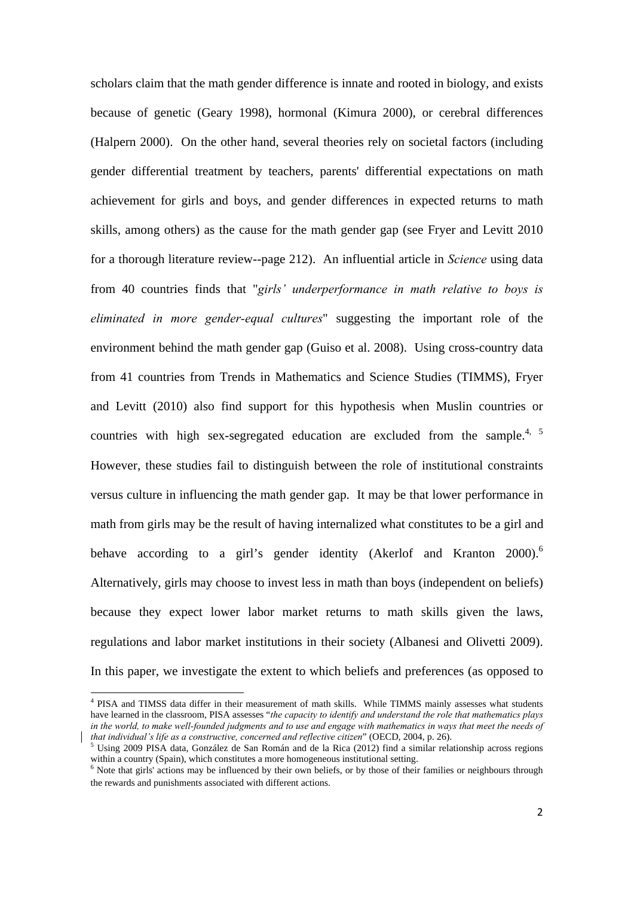scholars claim that the math gender difference is innate and rooted in biology, and exists because of genetic (Geary 1998), hormonal (Kimura 2000), or cerebral differences (Halpern 2000). On the other hand, several theories rely on societal factors (including gender differential treatment by teachers, parents' differential expectations on math achievement for girls and boys, and gender differences in expected returns to math skills, among others) as the cause for the math gender gap (see Fryer and Levitt 2010 for a thorough literature review--page 212). An influential article in *Science* using data from 40 countries finds that "*girls' underperformance in math relative to boys is eliminated in more gender-equal cultures*" suggesting the important role of the environment behind the math gender gap (Guiso et al. 2008). Using cross-country data from 41 countries from Trends in Mathematics and Science Studies (TIMMS), Fryer and Levitt (2010) also find support for this hypothesis when Muslin countries or countries with high sex-segregated education are excluded from the sample.[4, 5] However, these studies fail to distinguish between the role of institutional constraints versus culture in influencing the math gender gap. It may be that lower performance in math from girls may be the result of having internalized what constitutes to be a girl and behave according to a girl's gender identity (Akerlof and Kranton 2000).[6] Alternatively, girls may choose to invest less in math than boys (independent on beliefs) because they expect lower labor market returns to math skills given the laws, regulations and labor market institutions in their society (Albanesi and Olivetti 2009). In this paper, we investigate the extent to which beliefs and preferences (as opposed to

---

[4] PISA and TIMSS data differ in their measurement of math skills. While TIMMS mainly assesses what students have learned in the classroom, PISA assesses "*the capacity to identify and understand the role that mathematics plays in the world, to make well-founded judgments and to use and engage with mathematics in ways that meet the needs of that individual's life as a constructive, concerned and reflective citizen*" (OECD, 2004, p. 26).

[5] Using 2009 PISA data, González de San Román and de la Rica (2012) find a similar relationship across regions within a country (Spain), which constitutes a more homogeneous institutional setting.

[6] Note that girls' actions may be influenced by their own beliefs, or by those of their families or neighbours through the rewards and punishments associated with different actions.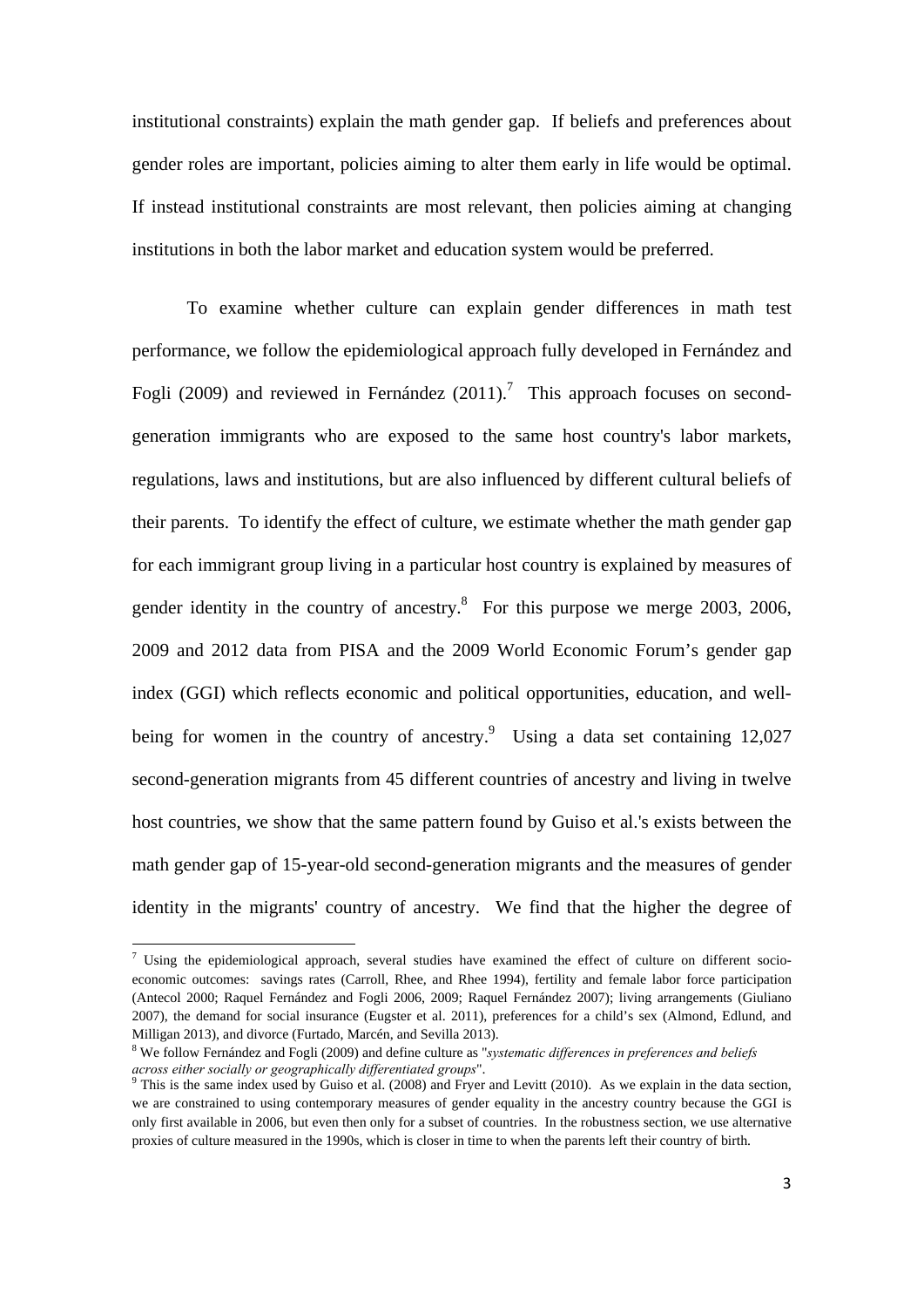institutional constraints) explain the math gender gap. If beliefs and preferences about gender roles are important, policies aiming to alter them early in life would be optimal. If instead institutional constraints are most relevant, then policies aiming at changing institutions in both the labor market and education system would be preferred.

To examine whether culture can explain gender differences in math test performance, we follow the epidemiological approach fully developed in Fernández and Fogli (2009) and reviewed in Fernández (2011).[7] This approach focuses on second-generation immigrants who are exposed to the same host country's labor markets, regulations, laws and institutions, but are also influenced by different cultural beliefs of their parents. To identify the effect of culture, we estimate whether the math gender gap for each immigrant group living in a particular host country is explained by measures of gender identity in the country of ancestry.[8] For this purpose we merge 2003, 2006, 2009 and 2012 data from PISA and the 2009 World Economic Forum's gender gap index (GGI) which reflects economic and political opportunities, education, and well-being for women in the country of ancestry.[9] Using a data set containing 12,027 second-generation migrants from 45 different countries of ancestry and living in twelve host countries, we show that the same pattern found by Guiso et al.'s exists between the math gender gap of 15-year-old second-generation migrants and the measures of gender identity in the migrants' country of ancestry. We find that the higher the degree of

---

[7] Using the epidemiological approach, several studies have examined the effect of culture on different socio-economic outcomes: savings rates (Carroll, Rhee, and Rhee 1994), fertility and female labor force participation (Antecol 2000; Raquel Fernández and Fogli 2006, 2009; Raquel Fernández 2007); living arrangements (Giuliano 2007), the demand for social insurance (Eugster et al. 2011), preferences for a child's sex (Almond, Edlund, and Milligan 2013), and divorce (Furtado, Marcén, and Sevilla 2013).

[8] We follow Fernández and Fogli (2009) and define culture as "*systematic differences in preferences and beliefs across either socially or geographically differentiated groups*".

[9] This is the same index used by Guiso et al. (2008) and Fryer and Levitt (2010). As we explain in the data section, we are constrained to using contemporary measures of gender equality in the ancestry country because the GGI is only first available in 2006, but even then only for a subset of countries. In the robustness section, we use alternative proxies of culture measured in the 1990s, which is closer in time to when the parents left their country of birth.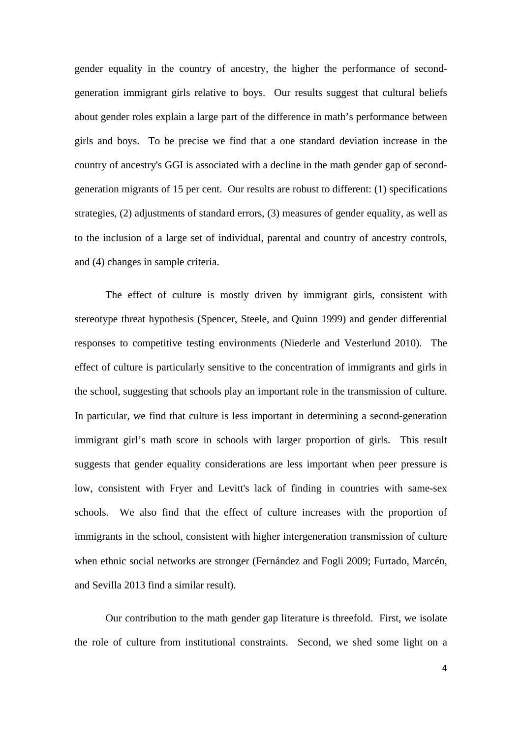gender equality in the country of ancestry, the higher the performance of second-generation immigrant girls relative to boys. Our results suggest that cultural beliefs about gender roles explain a large part of the difference in math's performance between girls and boys. To be precise we find that a one standard deviation increase in the country of ancestry's GGI is associated with a decline in the math gender gap of second-generation migrants of 15 per cent. Our results are robust to different: (1) specifications strategies, (2) adjustments of standard errors, (3) measures of gender equality, as well as to the inclusion of a large set of individual, parental and country of ancestry controls, and (4) changes in sample criteria.

The effect of culture is mostly driven by immigrant girls, consistent with stereotype threat hypothesis (Spencer, Steele, and Quinn 1999) and gender differential responses to competitive testing environments (Niederle and Vesterlund 2010). The effect of culture is particularly sensitive to the concentration of immigrants and girls in the school, suggesting that schools play an important role in the transmission of culture. In particular, we find that culture is less important in determining a second-generation immigrant girl's math score in schools with larger proportion of girls. This result suggests that gender equality considerations are less important when peer pressure is low, consistent with Fryer and Levitt's lack of finding in countries with same-sex schools. We also find that the effect of culture increases with the proportion of immigrants in the school, consistent with higher intergeneration transmission of culture when ethnic social networks are stronger (Fernández and Fogli 2009; Furtado, Marcén, and Sevilla 2013 find a similar result).

Our contribution to the math gender gap literature is threefold. First, we isolate the role of culture from institutional constraints. Second, we shed some light on a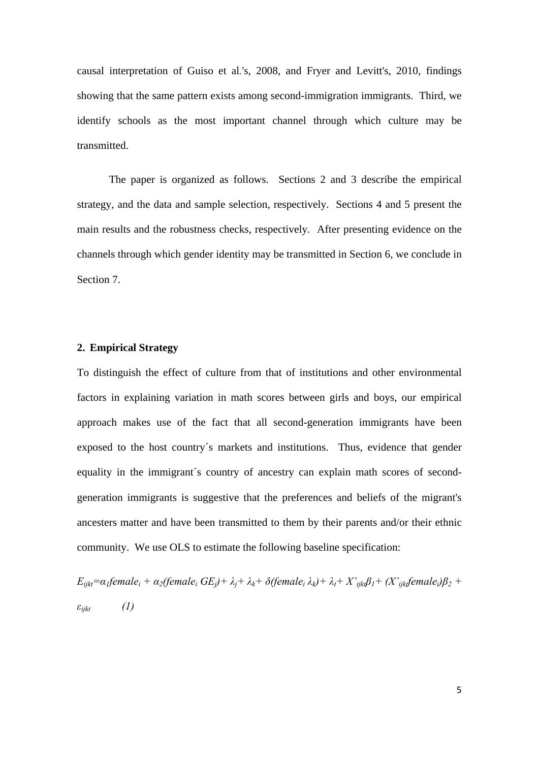causal interpretation of Guiso et al.'s, 2008, and Fryer and Levitt's, 2010, findings showing that the same pattern exists among second-immigration immigrants. Third, we identify schools as the most important channel through which culture may be transmitted.

The paper is organized as follows. Sections 2 and 3 describe the empirical strategy, and the data and sample selection, respectively. Sections 4 and 5 present the main results and the robustness checks, respectively. After presenting evidence on the channels through which gender identity may be transmitted in Section 6, we conclude in Section 7.

## 2. Empirical Strategy

To distinguish the effect of culture from that of institutions and other environmental factors in explaining variation in math scores between girls and boys, our empirical approach makes use of the fact that all second-generation immigrants have been exposed to the host country´s markets and institutions. Thus, evidence that gender equality in the immigrant´s country of ancestry can explain math scores of second-generation immigrants is suggestive that the preferences and beliefs of the migrant's ancesters matter and have been transmitted to them by their parents and/or their ethnic community. We use OLS to estimate the following baseline specification:

$$E_{ijkt}=\alpha_1 female_i + \alpha_2(female_i\, GE_j)+ \lambda_j+ \lambda_k+ \delta(female_i\, \lambda_k)+ \lambda_t+ X'_{ijkt}\beta_1+ (X'_{ijkt}female_i)\beta_2 + \varepsilon_{ijkt} \qquad (1)$$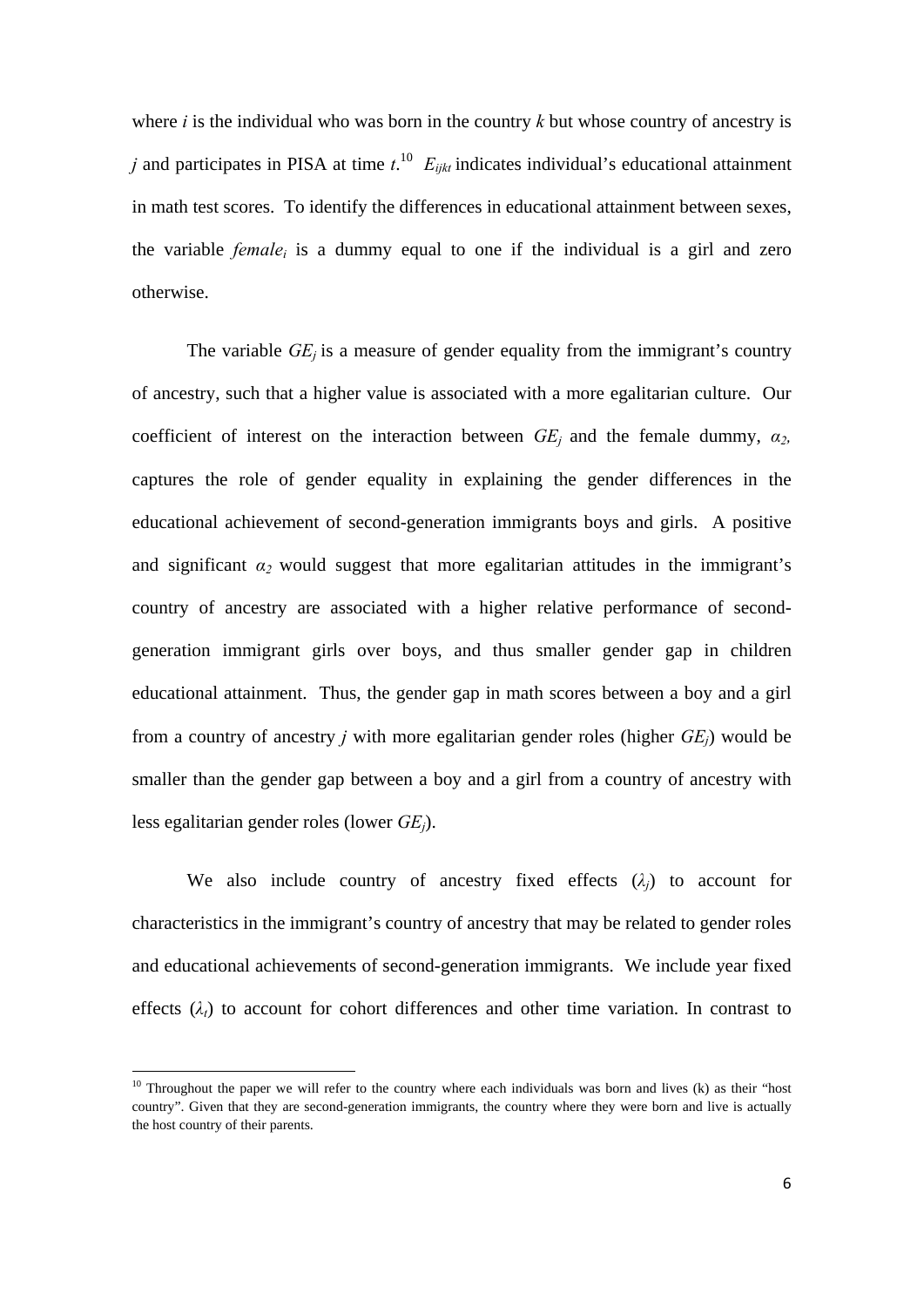where *i* is the individual who was born in the country *k* but whose country of ancestry is *j* and participates in PISA at time *t*.[10] $E_{ijkt}$ indicates individual's educational attainment in math test scores. To identify the differences in educational attainment between sexes, the variable $female_i$ is a dummy equal to one if the individual is a girl and zero otherwise.

The variable $GE_j$ is a measure of gender equality from the immigrant's country of ancestry, such that a higher value is associated with a more egalitarian culture. Our coefficient of interest on the interaction between $GE_j$ and the female dummy, $\alpha_2$, captures the role of gender equality in explaining the gender differences in the educational achievement of second-generation immigrants boys and girls. A positive and significant $\alpha_2$ would suggest that more egalitarian attitudes in the immigrant's country of ancestry are associated with a higher relative performance of second-generation immigrant girls over boys, and thus smaller gender gap in children educational attainment. Thus, the gender gap in math scores between a boy and a girl from a country of ancestry *j* with more egalitarian gender roles (higher $GE_j$) would be smaller than the gender gap between a boy and a girl from a country of ancestry with less egalitarian gender roles (lower $GE_j$).

We also include country of ancestry fixed effects ($\lambda_j$) to account for characteristics in the immigrant's country of ancestry that may be related to gender roles and educational achievements of second-generation immigrants. We include year fixed effects ($\lambda_t$) to account for cohort differences and other time variation. In contrast to

[10] Throughout the paper we will refer to the country where each individuals was born and lives (k) as their "host country". Given that they are second-generation immigrants, the country where they were born and live is actually the host country of their parents.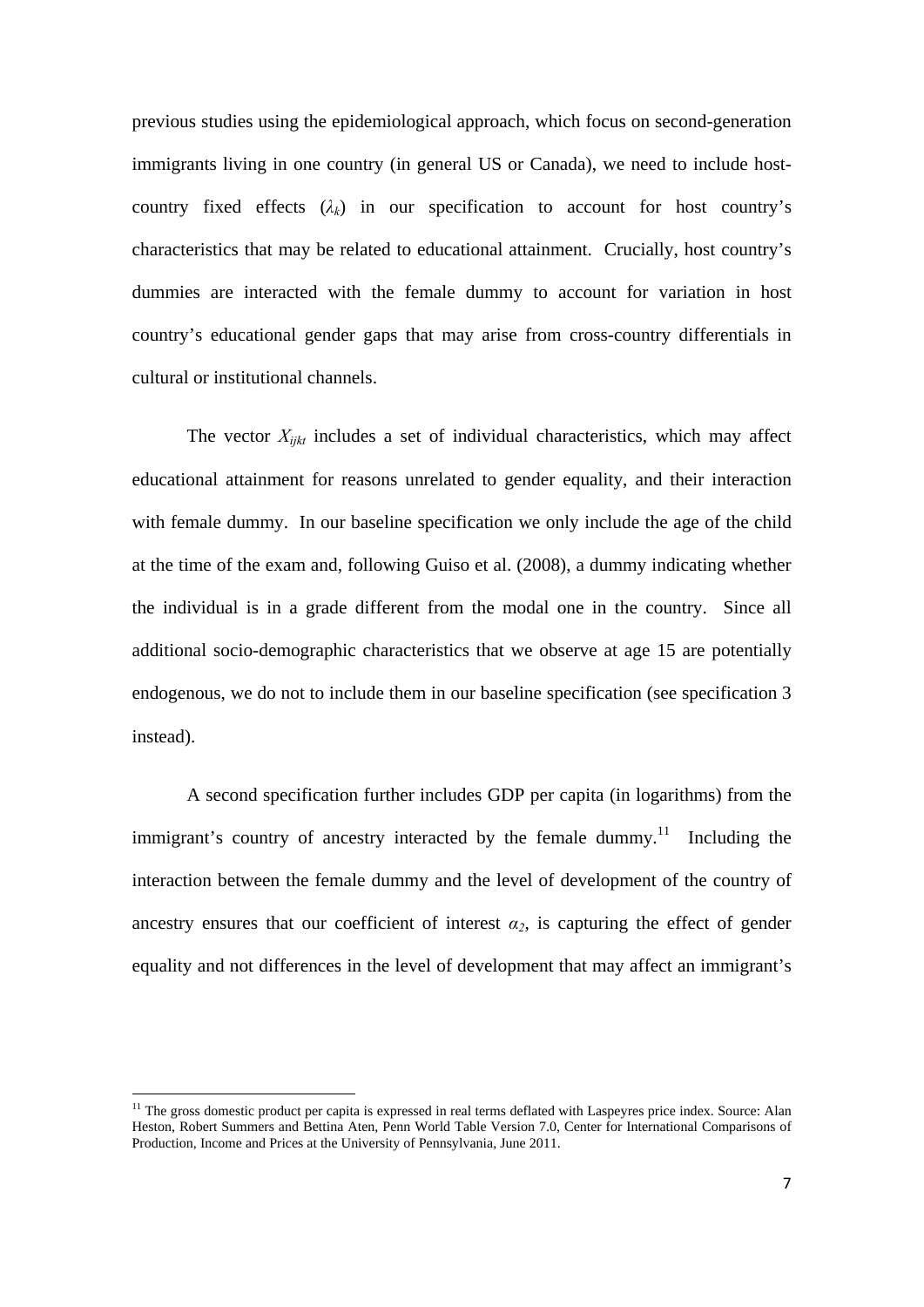previous studies using the epidemiological approach, which focus on second-generation immigrants living in one country (in general US or Canada), we need to include host-country fixed effects ($\lambda_k$) in our specification to account for host country's characteristics that may be related to educational attainment. Crucially, host country's dummies are interacted with the female dummy to account for variation in host country's educational gender gaps that may arise from cross-country differentials in cultural or institutional channels.

The vector $X_{ijkt}$ includes a set of individual characteristics, which may affect educational attainment for reasons unrelated to gender equality, and their interaction with female dummy. In our baseline specification we only include the age of the child at the time of the exam and, following Guiso et al. (2008), a dummy indicating whether the individual is in a grade different from the modal one in the country. Since all additional socio-demographic characteristics that we observe at age 15 are potentially endogenous, we do not to include them in our baseline specification (see specification 3 instead).

A second specification further includes GDP per capita (in logarithms) from the immigrant's country of ancestry interacted by the female dummy.[11] Including the interaction between the female dummy and the level of development of the country of ancestry ensures that our coefficient of interest $\alpha_2$, is capturing the effect of gender equality and not differences in the level of development that may affect an immigrant's

[11] The gross domestic product per capita is expressed in real terms deflated with Laspeyres price index. Source: Alan Heston, Robert Summers and Bettina Aten, Penn World Table Version 7.0, Center for International Comparisons of Production, Income and Prices at the University of Pennsylvania, June 2011.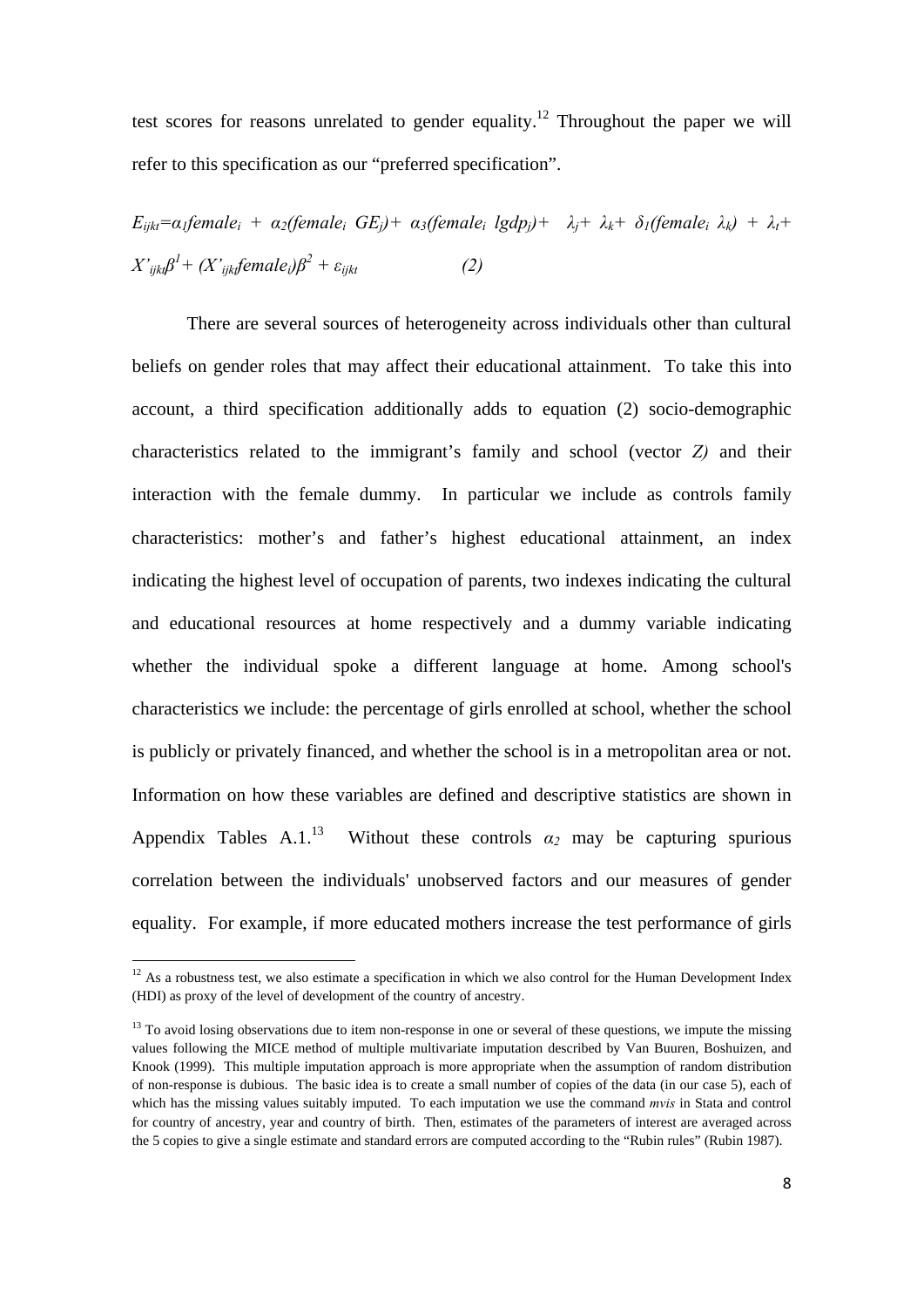test scores for reasons unrelated to gender equality.[12] Throughout the paper we will refer to this specification as our "preferred specification".

$$E_{ijkt}=\alpha_1 female_i + \alpha_2(female_i\ GE_j)+ \alpha_3(female_i\ lgdp_j)+ \lambda_j+ \lambda_k+ \delta_1(female_i\ \lambda_k) + \lambda_t+ X'_{ijkt}\beta^1+ (X'_{ijkt}female_i)\beta^2 + \varepsilon_{ijkt} \qquad (2)$$

There are several sources of heterogeneity across individuals other than cultural beliefs on gender roles that may affect their educational attainment. To take this into account, a third specification additionally adds to equation (2) socio-demographic characteristics related to the immigrant's family and school (vector *Z)* and their interaction with the female dummy. In particular we include as controls family characteristics: mother's and father's highest educational attainment, an index indicating the highest level of occupation of parents, two indexes indicating the cultural and educational resources at home respectively and a dummy variable indicating whether the individual spoke a different language at home. Among school's characteristics we include: the percentage of girls enrolled at school, whether the school is publicly or privately financed, and whether the school is in a metropolitan area or not. Information on how these variables are defined and descriptive statistics are shown in Appendix Tables A.1.[13] Without these controls $\alpha_2$ may be capturing spurious correlation between the individuals' unobserved factors and our measures of gender equality. For example, if more educated mothers increase the test performance of girls

---

[12] As a robustness test, we also estimate a specification in which we also control for the Human Development Index (HDI) as proxy of the level of development of the country of ancestry.

[13] To avoid losing observations due to item non-response in one or several of these questions, we impute the missing values following the MICE method of multiple multivariate imputation described by Van Buuren, Boshuizen, and Knook (1999). This multiple imputation approach is more appropriate when the assumption of random distribution of non-response is dubious. The basic idea is to create a small number of copies of the data (in our case 5), each of which has the missing values suitably imputed. To each imputation we use the command *mvis* in Stata and control for country of ancestry, year and country of birth. Then, estimates of the parameters of interest are averaged across the 5 copies to give a single estimate and standard errors are computed according to the "Rubin rules" (Rubin 1987).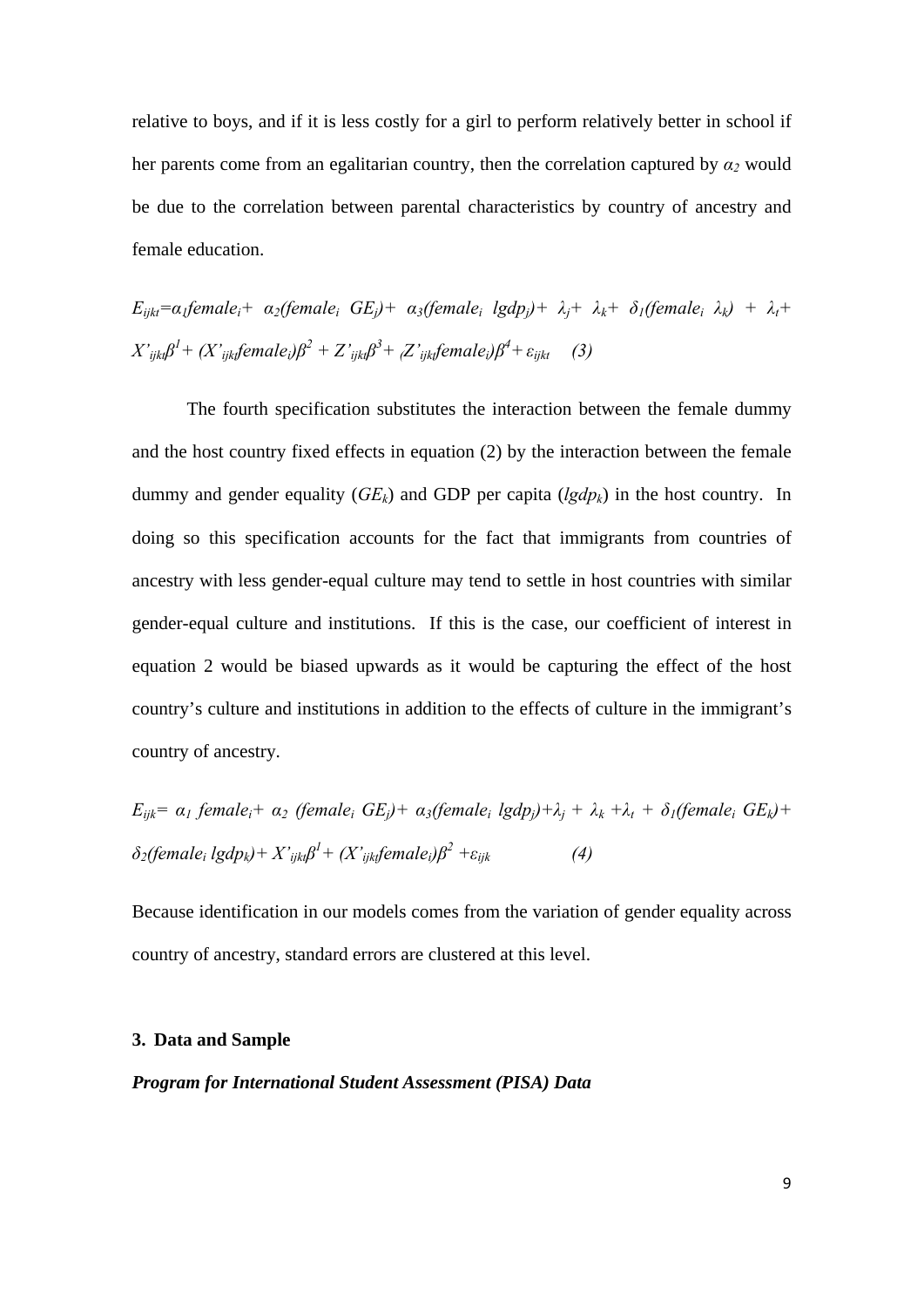relative to boys, and if it is less costly for a girl to perform relatively better in school if her parents come from an egalitarian country, then the correlation captured by $\alpha_2$ would be due to the correlation between parental characteristics by country of ancestry and female education.

$$E_{ijkt}=\alpha_1 female_i + \alpha_2(female_i\ GE_j) + \alpha_3(female_i\ lgdp_j) + \lambda_j + \lambda_k + \delta_1(female_i\ \lambda_k) + \lambda_t + X'_{ijkt}\beta^1 + (X'_{ijkt}female_i)\beta^2 + Z'_{ijkt}\beta^3 + (Z'_{ijkt}female_i)\beta^4 + \varepsilon_{ijkt} \quad (3)$$

The fourth specification substitutes the interaction between the female dummy and the host country fixed effects in equation (2) by the interaction between the female dummy and gender equality ($GE_k$) and GDP per capita ($lgdp_k$) in the host country. In doing so this specification accounts for the fact that immigrants from countries of ancestry with less gender-equal culture may tend to settle in host countries with similar gender-equal culture and institutions. If this is the case, our coefficient of interest in equation 2 would be biased upwards as it would be capturing the effect of the host country's culture and institutions in addition to the effects of culture in the immigrant's country of ancestry.

$$E_{ijk}= \alpha_1\ female_i + \alpha_2\ (female_i\ GE_j) + \alpha_3(female_i\ lgdp_j) + \lambda_j + \lambda_k + \lambda_t + \delta_1(female_i\ GE_k) + \delta_2(female_i\ lgdp_k) + X'_{ijkt}\beta^1 + (X'_{ijkt}female_i)\beta^2 + \varepsilon_{ijk} \quad (4)$$

Because identification in our models comes from the variation of gender equality across country of ancestry, standard errors are clustered at this level.

## 3. Data and Sample

***Program for International Student Assessment (PISA) Data***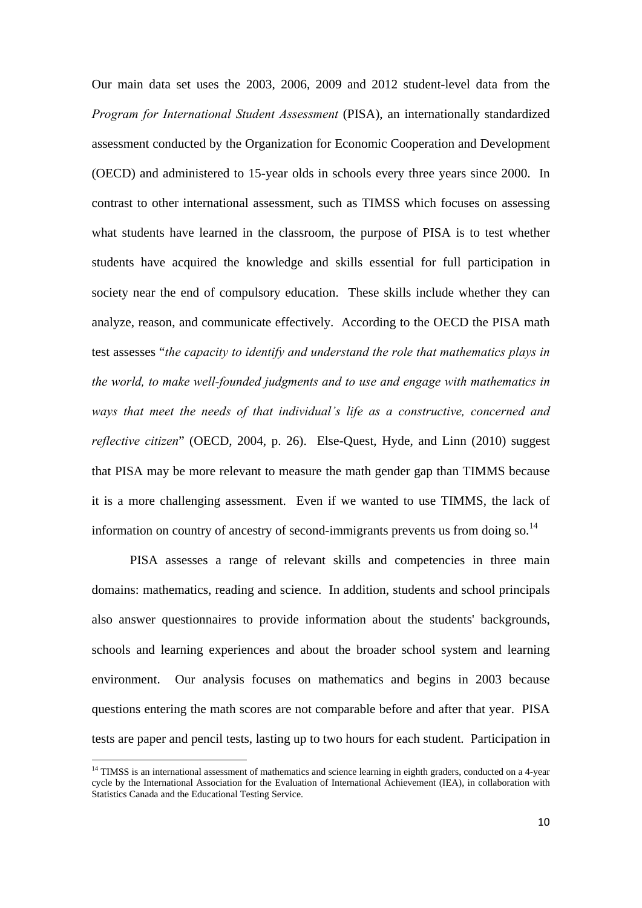Our main data set uses the 2003, 2006, 2009 and 2012 student-level data from the *Program for International Student Assessment* (PISA), an internationally standardized assessment conducted by the Organization for Economic Cooperation and Development (OECD) and administered to 15-year olds in schools every three years since 2000. In contrast to other international assessment, such as TIMSS which focuses on assessing what students have learned in the classroom, the purpose of PISA is to test whether students have acquired the knowledge and skills essential for full participation in society near the end of compulsory education. These skills include whether they can analyze, reason, and communicate effectively. According to the OECD the PISA math test assesses "*the capacity to identify and understand the role that mathematics plays in the world, to make well-founded judgments and to use and engage with mathematics in ways that meet the needs of that individual's life as a constructive, concerned and reflective citizen*" (OECD, 2004, p. 26). Else-Quest, Hyde, and Linn (2010) suggest that PISA may be more relevant to measure the math gender gap than TIMMS because it is a more challenging assessment. Even if we wanted to use TIMMS, the lack of information on country of ancestry of second-immigrants prevents us from doing so.[14]

PISA assesses a range of relevant skills and competencies in three main domains: mathematics, reading and science. In addition, students and school principals also answer questionnaires to provide information about the students' backgrounds, schools and learning experiences and about the broader school system and learning environment. Our analysis focuses on mathematics and begins in 2003 because questions entering the math scores are not comparable before and after that year. PISA tests are paper and pencil tests, lasting up to two hours for each student. Participation in

[14] TIMSS is an international assessment of mathematics and science learning in eighth graders, conducted on a 4-year cycle by the International Association for the Evaluation of International Achievement (IEA), in collaboration with Statistics Canada and the Educational Testing Service.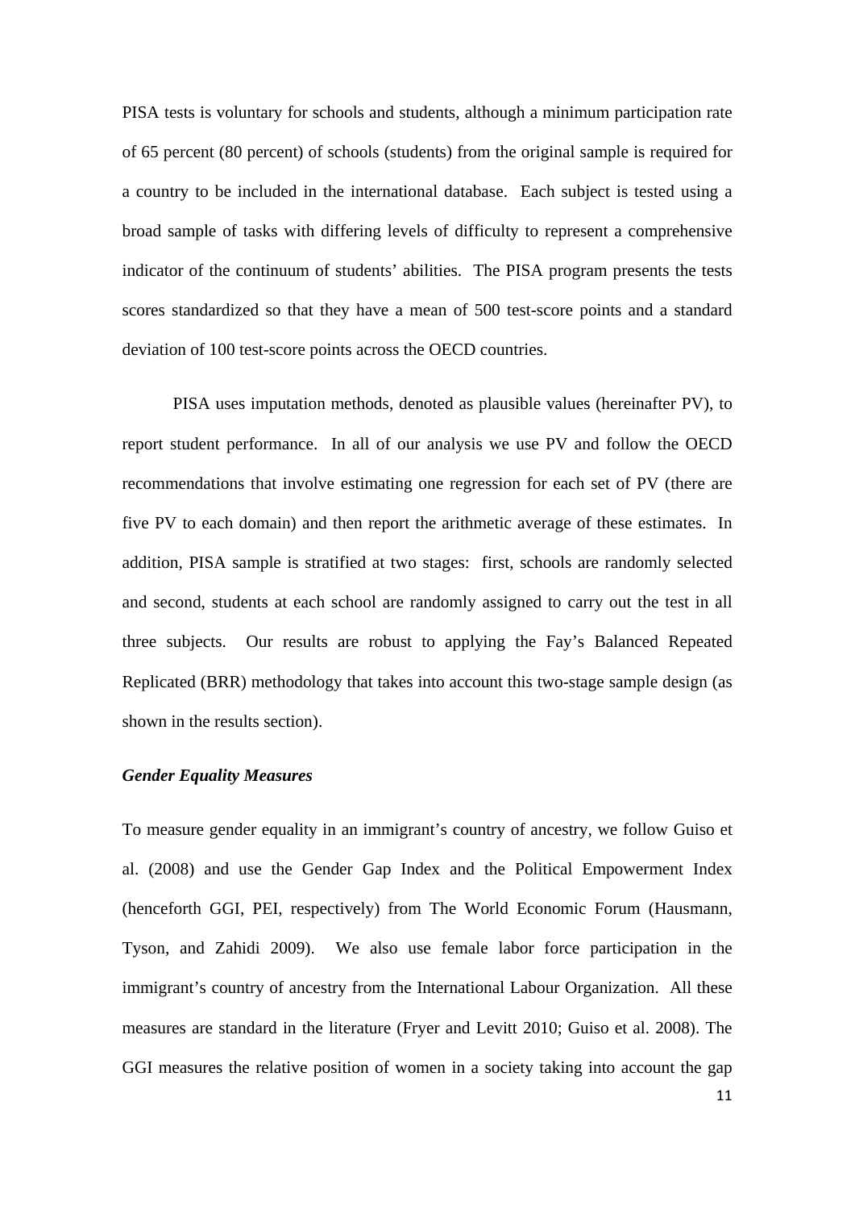PISA tests is voluntary for schools and students, although a minimum participation rate of 65 percent (80 percent) of schools (students) from the original sample is required for a country to be included in the international database. Each subject is tested using a broad sample of tasks with differing levels of difficulty to represent a comprehensive indicator of the continuum of students' abilities. The PISA program presents the tests scores standardized so that they have a mean of 500 test-score points and a standard deviation of 100 test-score points across the OECD countries.

PISA uses imputation methods, denoted as plausible values (hereinafter PV), to report student performance. In all of our analysis we use PV and follow the OECD recommendations that involve estimating one regression for each set of PV (there are five PV to each domain) and then report the arithmetic average of these estimates. In addition, PISA sample is stratified at two stages: first, schools are randomly selected and second, students at each school are randomly assigned to carry out the test in all three subjects. Our results are robust to applying the Fay's Balanced Repeated Replicated (BRR) methodology that takes into account this two-stage sample design (as shown in the results section).

### *Gender Equality Measures*

To measure gender equality in an immigrant's country of ancestry, we follow Guiso et al. (2008) and use the Gender Gap Index and the Political Empowerment Index (henceforth GGI, PEI, respectively) from The World Economic Forum (Hausmann, Tyson, and Zahidi 2009). We also use female labor force participation in the immigrant's country of ancestry from the International Labour Organization. All these measures are standard in the literature (Fryer and Levitt 2010; Guiso et al. 2008). The GGI measures the relative position of women in a society taking into account the gap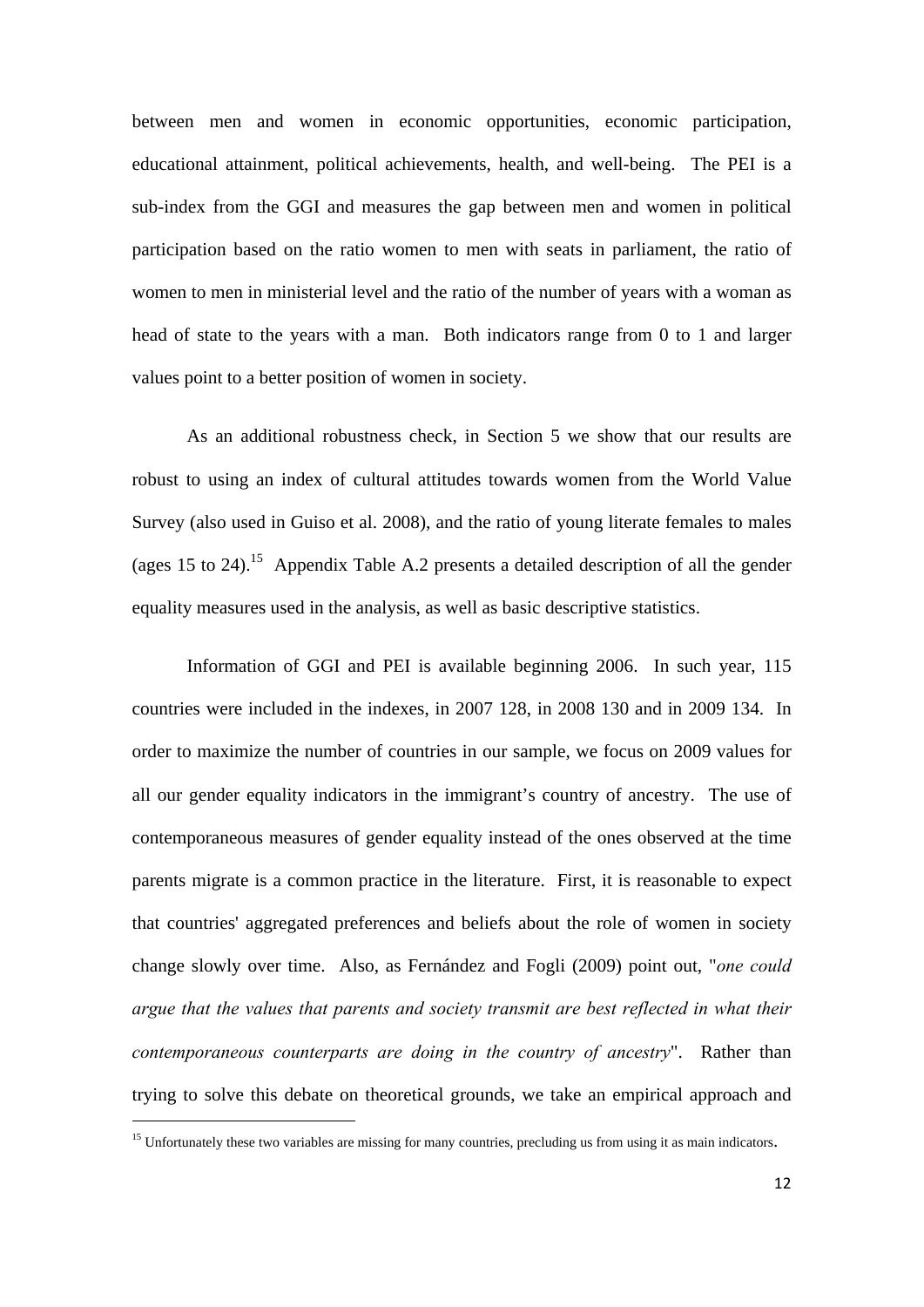between men and women in economic opportunities, economic participation, educational attainment, political achievements, health, and well-being. The PEI is a sub-index from the GGI and measures the gap between men and women in political participation based on the ratio women to men with seats in parliament, the ratio of women to men in ministerial level and the ratio of the number of years with a woman as head of state to the years with a man. Both indicators range from 0 to 1 and larger values point to a better position of women in society.

As an additional robustness check, in Section 5 we show that our results are robust to using an index of cultural attitudes towards women from the World Value Survey (also used in Guiso et al. 2008), and the ratio of young literate females to males (ages 15 to 24).[15] Appendix Table A.2 presents a detailed description of all the gender equality measures used in the analysis, as well as basic descriptive statistics.

Information of GGI and PEI is available beginning 2006. In such year, 115 countries were included in the indexes, in 2007 128, in 2008 130 and in 2009 134. In order to maximize the number of countries in our sample, we focus on 2009 values for all our gender equality indicators in the immigrant's country of ancestry. The use of contemporaneous measures of gender equality instead of the ones observed at the time parents migrate is a common practice in the literature. First, it is reasonable to expect that countries' aggregated preferences and beliefs about the role of women in society change slowly over time. Also, as Fernández and Fogli (2009) point out, "*one could argue that the values that parents and society transmit are best reflected in what their contemporaneous counterparts are doing in the country of ancestry*". Rather than trying to solve this debate on theoretical grounds, we take an empirical approach and

[15] Unfortunately these two variables are missing for many countries, precluding us from using it as main indicators.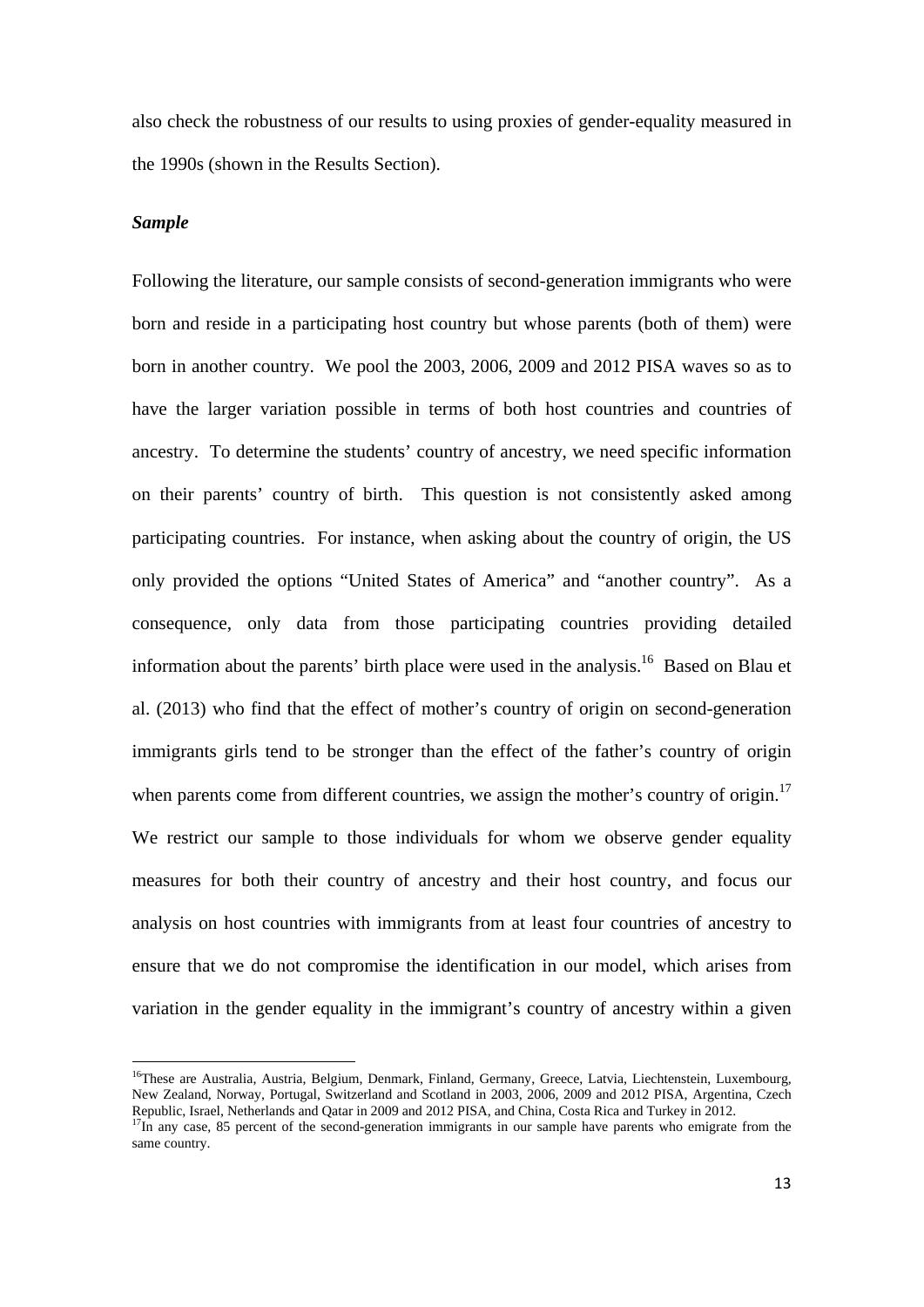also check the robustness of our results to using proxies of gender-equality measured in the 1990s (shown in the Results Section).

***Sample***

Following the literature, our sample consists of second-generation immigrants who were born and reside in a participating host country but whose parents (both of them) were born in another country. We pool the 2003, 2006, 2009 and 2012 PISA waves so as to have the larger variation possible in terms of both host countries and countries of ancestry. To determine the students' country of ancestry, we need specific information on their parents' country of birth. This question is not consistently asked among participating countries. For instance, when asking about the country of origin, the US only provided the options "United States of America" and "another country". As a consequence, only data from those participating countries providing detailed information about the parents' birth place were used in the analysis.[16] Based on Blau et al. (2013) who find that the effect of mother's country of origin on second-generation immigrants girls tend to be stronger than the effect of the father's country of origin when parents come from different countries, we assign the mother's country of origin.[17] We restrict our sample to those individuals for whom we observe gender equality measures for both their country of ancestry and their host country, and focus our analysis on host countries with immigrants from at least four countries of ancestry to ensure that we do not compromise the identification in our model, which arises from variation in the gender equality in the immigrant's country of ancestry within a given

[16]These are Australia, Austria, Belgium, Denmark, Finland, Germany, Greece, Latvia, Liechtenstein, Luxembourg, New Zealand, Norway, Portugal, Switzerland and Scotland in 2003, 2006, 2009 and 2012 PISA, Argentina, Czech Republic, Israel, Netherlands and Qatar in 2009 and 2012 PISA, and China, Costa Rica and Turkey in 2012.

[17]In any case, 85 percent of the second-generation immigrants in our sample have parents who emigrate from the same country.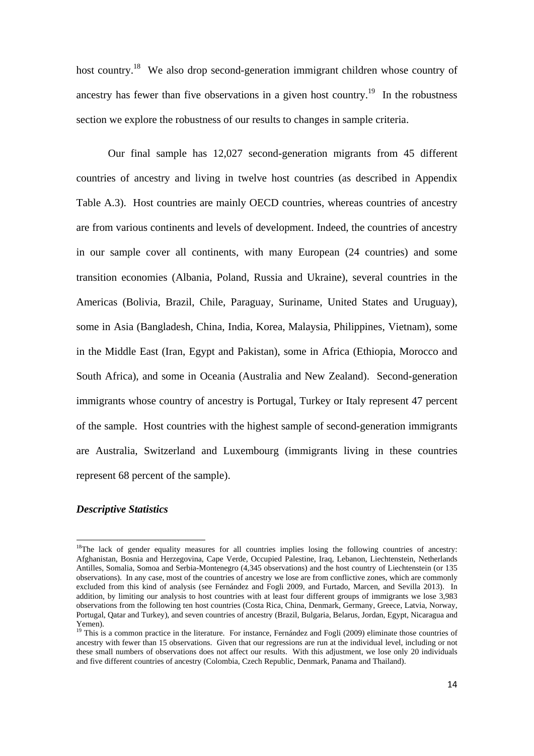host country.[18] We also drop second-generation immigrant children whose country of ancestry has fewer than five observations in a given host country.[19] In the robustness section we explore the robustness of our results to changes in sample criteria.

Our final sample has 12,027 second-generation migrants from 45 different countries of ancestry and living in twelve host countries (as described in Appendix Table A.3). Host countries are mainly OECD countries, whereas countries of ancestry are from various continents and levels of development. Indeed, the countries of ancestry in our sample cover all continents, with many European (24 countries) and some transition economies (Albania, Poland, Russia and Ukraine), several countries in the Americas (Bolivia, Brazil, Chile, Paraguay, Suriname, United States and Uruguay), some in Asia (Bangladesh, China, India, Korea, Malaysia, Philippines, Vietnam), some in the Middle East (Iran, Egypt and Pakistan), some in Africa (Ethiopia, Morocco and South Africa), and some in Oceania (Australia and New Zealand). Second-generation immigrants whose country of ancestry is Portugal, Turkey or Italy represent 47 percent of the sample. Host countries with the highest sample of second-generation immigrants are Australia, Switzerland and Luxembourg (immigrants living in these countries represent 68 percent of the sample).

### *Descriptive Statistics*

---

[18] The lack of gender equality measures for all countries implies losing the following countries of ancestry: Afghanistan, Bosnia and Herzegovina, Cape Verde, Occupied Palestine, Iraq, Lebanon, Liechtenstein, Netherlands Antilles, Somalia, Somoa and Serbia-Montenegro (4,345 observations) and the host country of Liechtenstein (or 135 observations). In any case, most of the countries of ancestry we lose are from conflictive zones, which are commonly excluded from this kind of analysis (see Fernández and Fogli 2009, and Furtado, Marcen, and Sevilla 2013). In addition, by limiting our analysis to host countries with at least four different groups of immigrants we lose 3,983 observations from the following ten host countries (Costa Rica, China, Denmark, Germany, Greece, Latvia, Norway, Portugal, Qatar and Turkey), and seven countries of ancestry (Brazil, Bulgaria, Belarus, Jordan, Egypt, Nicaragua and Yemen).

[19] This is a common practice in the literature. For instance, Fernández and Fogli (2009) eliminate those countries of ancestry with fewer than 15 observations. Given that our regressions are run at the individual level, including or not these small numbers of observations does not affect our results. With this adjustment, we lose only 20 individuals and five different countries of ancestry (Colombia, Czech Republic, Denmark, Panama and Thailand).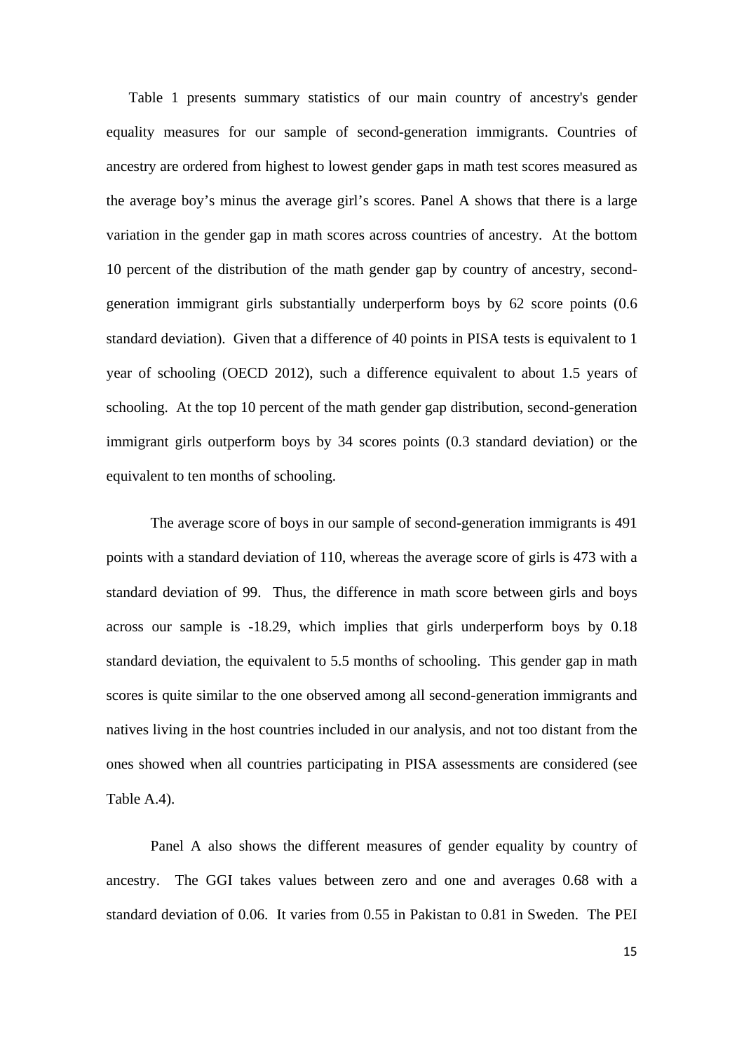Table 1 presents summary statistics of our main country of ancestry's gender equality measures for our sample of second-generation immigrants. Countries of ancestry are ordered from highest to lowest gender gaps in math test scores measured as the average boy's minus the average girl's scores. Panel A shows that there is a large variation in the gender gap in math scores across countries of ancestry. At the bottom 10 percent of the distribution of the math gender gap by country of ancestry, second-generation immigrant girls substantially underperform boys by 62 score points (0.6 standard deviation). Given that a difference of 40 points in PISA tests is equivalent to 1 year of schooling (OECD 2012), such a difference equivalent to about 1.5 years of schooling. At the top 10 percent of the math gender gap distribution, second-generation immigrant girls outperform boys by 34 scores points (0.3 standard deviation) or the equivalent to ten months of schooling.

The average score of boys in our sample of second-generation immigrants is 491 points with a standard deviation of 110, whereas the average score of girls is 473 with a standard deviation of 99. Thus, the difference in math score between girls and boys across our sample is -18.29, which implies that girls underperform boys by 0.18 standard deviation, the equivalent to 5.5 months of schooling. This gender gap in math scores is quite similar to the one observed among all second-generation immigrants and natives living in the host countries included in our analysis, and not too distant from the ones showed when all countries participating in PISA assessments are considered (see Table A.4).

Panel A also shows the different measures of gender equality by country of ancestry. The GGI takes values between zero and one and averages 0.68 with a standard deviation of 0.06. It varies from 0.55 in Pakistan to 0.81 in Sweden. The PEI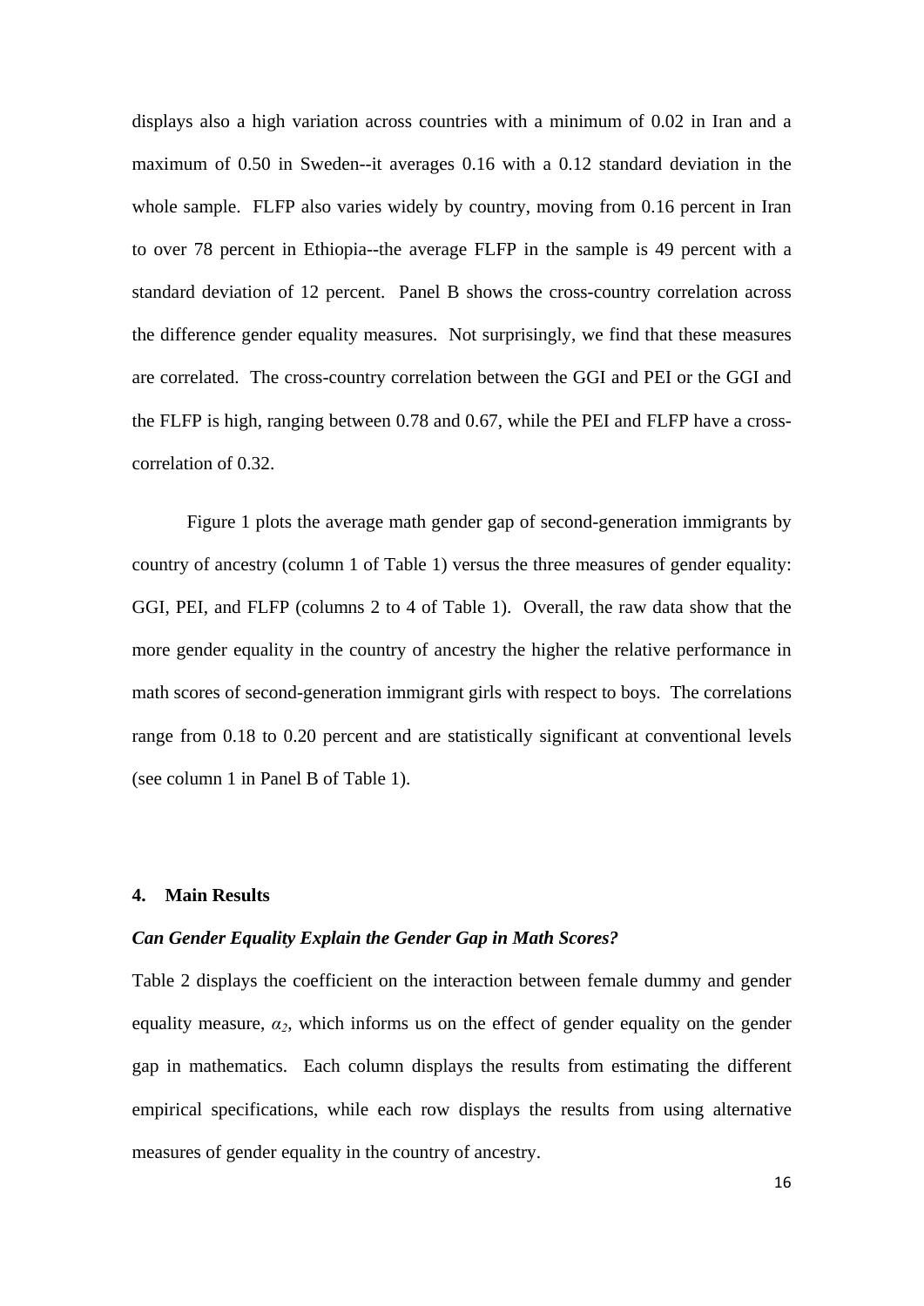displays also a high variation across countries with a minimum of 0.02 in Iran and a maximum of 0.50 in Sweden--it averages 0.16 with a 0.12 standard deviation in the whole sample. FLFP also varies widely by country, moving from 0.16 percent in Iran to over 78 percent in Ethiopia--the average FLFP in the sample is 49 percent with a standard deviation of 12 percent. Panel B shows the cross-country correlation across the difference gender equality measures. Not surprisingly, we find that these measures are correlated. The cross-country correlation between the GGI and PEI or the GGI and the FLFP is high, ranging between 0.78 and 0.67, while the PEI and FLFP have a cross-correlation of 0.32.

Figure 1 plots the average math gender gap of second-generation immigrants by country of ancestry (column 1 of Table 1) versus the three measures of gender equality: GGI, PEI, and FLFP (columns 2 to 4 of Table 1). Overall, the raw data show that the more gender equality in the country of ancestry the higher the relative performance in math scores of second-generation immigrant girls with respect to boys. The correlations range from 0.18 to 0.20 percent and are statistically significant at conventional levels (see column 1 in Panel B of Table 1).

## 4. Main Results

### *Can Gender Equality Explain the Gender Gap in Math Scores?*

Table 2 displays the coefficient on the interaction between female dummy and gender equality measure, $\alpha_2$, which informs us on the effect of gender equality on the gender gap in mathematics. Each column displays the results from estimating the different empirical specifications, while each row displays the results from using alternative measures of gender equality in the country of ancestry.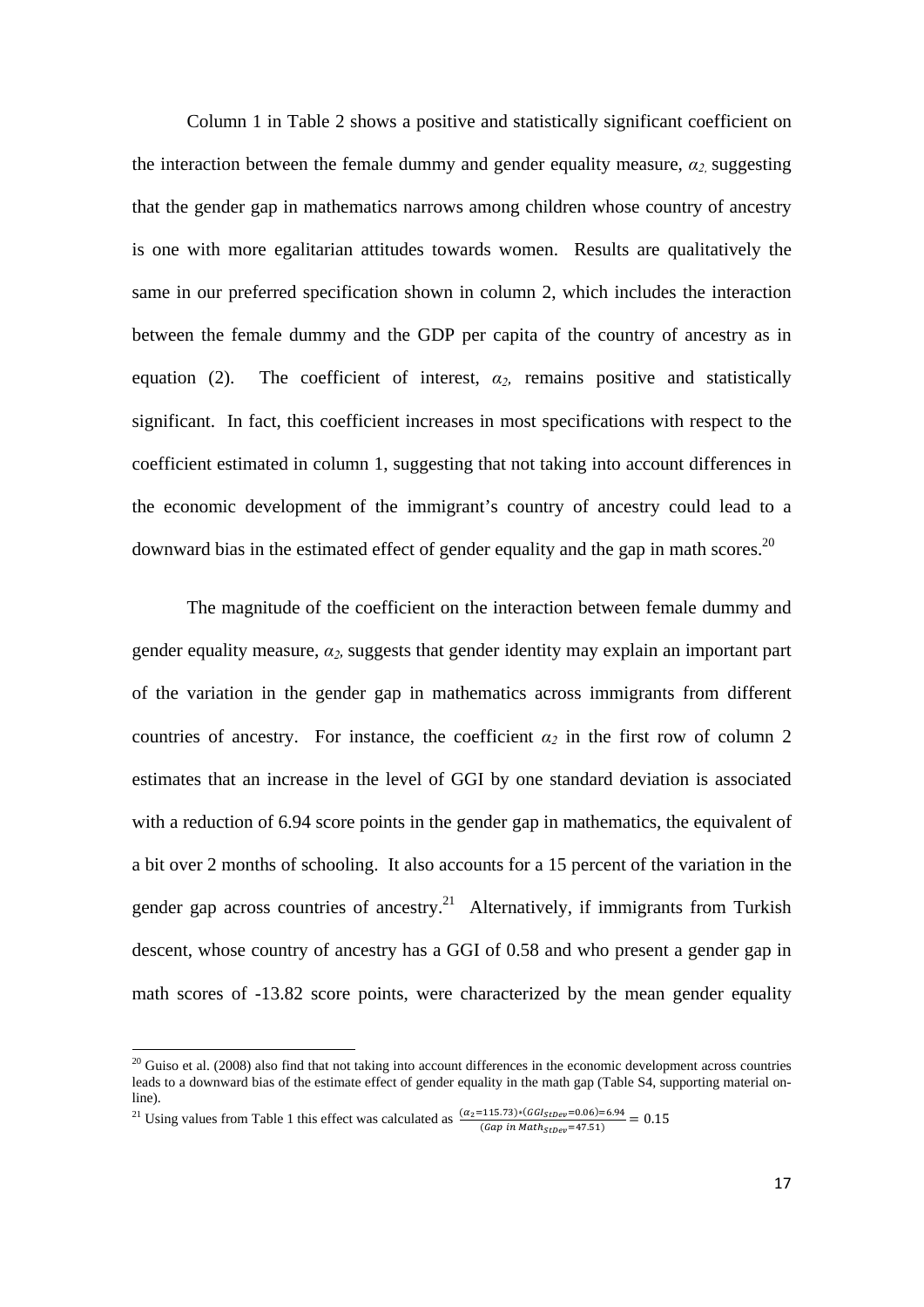Column 1 in Table 2 shows a positive and statistically significant coefficient on the interaction between the female dummy and gender equality measure, $\alpha_2$, suggesting that the gender gap in mathematics narrows among children whose country of ancestry is one with more egalitarian attitudes towards women. Results are qualitatively the same in our preferred specification shown in column 2, which includes the interaction between the female dummy and the GDP per capita of the country of ancestry as in equation (2). The coefficient of interest, $\alpha_2$, remains positive and statistically significant. In fact, this coefficient increases in most specifications with respect to the coefficient estimated in column 1, suggesting that not taking into account differences in the economic development of the immigrant's country of ancestry could lead to a downward bias in the estimated effect of gender equality and the gap in math scores.[20]

The magnitude of the coefficient on the interaction between female dummy and gender equality measure, $\alpha_2$, suggests that gender identity may explain an important part of the variation in the gender gap in mathematics across immigrants from different countries of ancestry. For instance, the coefficient $\alpha_2$ in the first row of column 2 estimates that an increase in the level of GGI by one standard deviation is associated with a reduction of 6.94 score points in the gender gap in mathematics, the equivalent of a bit over 2 months of schooling. It also accounts for a 15 percent of the variation in the gender gap across countries of ancestry.[21] Alternatively, if immigrants from Turkish descent, whose country of ancestry has a GGI of 0.58 and who present a gender gap in math scores of -13.82 score points, were characterized by the mean gender equality

---

[20] Guiso et al. (2008) also find that not taking into account differences in the economic development across countries leads to a downward bias of the estimate effect of gender equality in the math gap (Table S4, supporting material on-line).

[21] Using values from Table 1 this effect was calculated as $\frac{(\alpha_2=115.73)*(GGI_{StDev}=0.06)=6.94}{(Gap\ in\ Math_{StDev}=47.51)} = 0.15$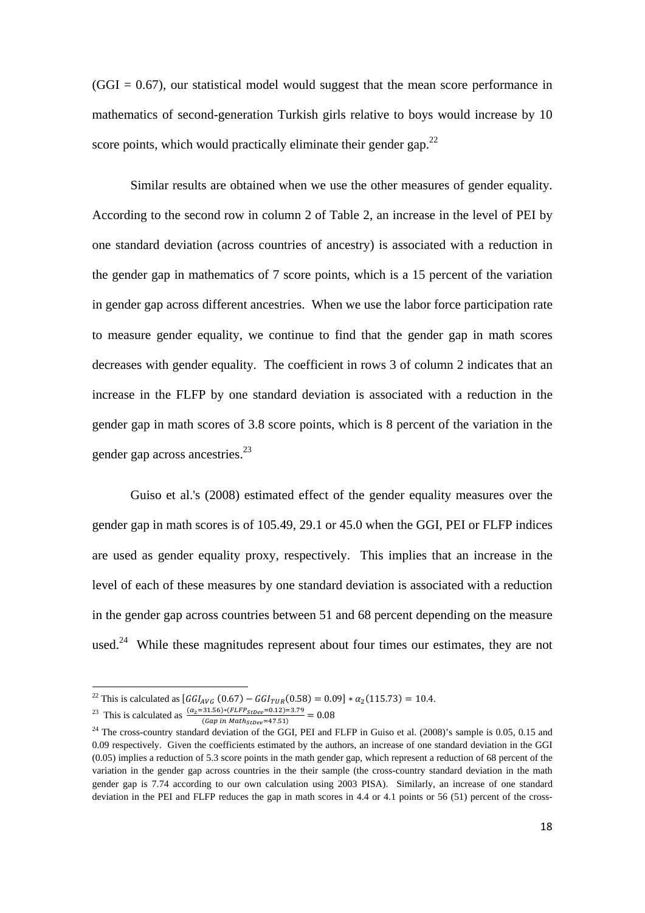(GGI = 0.67), our statistical model would suggest that the mean score performance in mathematics of second-generation Turkish girls relative to boys would increase by 10 score points, which would practically eliminate their gender gap.[22]

Similar results are obtained when we use the other measures of gender equality. According to the second row in column 2 of Table 2, an increase in the level of PEI by one standard deviation (across countries of ancestry) is associated with a reduction in the gender gap in mathematics of 7 score points, which is a 15 percent of the variation in gender gap across different ancestries. When we use the labor force participation rate to measure gender equality, we continue to find that the gender gap in math scores decreases with gender equality. The coefficient in rows 3 of column 2 indicates that an increase in the FLFP by one standard deviation is associated with a reduction in the gender gap in math scores of 3.8 score points, which is 8 percent of the variation in the gender gap across ancestries.[23]

Guiso et al.'s (2008) estimated effect of the gender equality measures over the gender gap in math scores is of 105.49, 29.1 or 45.0 when the GGI, PEI or FLFP indices are used as gender equality proxy, respectively. This implies that an increase in the level of each of these measures by one standard deviation is associated with a reduction in the gender gap across countries between 51 and 68 percent depending on the measure used.[24] While these magnitudes represent about four times our estimates, they are not

---

[22] This is calculated as $[GGI_{AVG}\ (0.67) - GGI_{TUR}(0.58) = 0.09] * \alpha_2(115.73) = 10.4$.

[23] This is calculated as $\frac{(\alpha_2 = 31.56) * (FLFP_{StDev} = 0.12) = 3.79}{(Gap\ in\ Math_{StDev} = 47.51)} = 0.08$

[24] The cross-country standard deviation of the GGI, PEI and FLFP in Guiso et al. (2008)'s sample is 0.05, 0.15 and 0.09 respectively. Given the coefficients estimated by the authors, an increase of one standard deviation in the GGI (0.05) implies a reduction of 5.3 score points in the math gender gap, which represent a reduction of 68 percent of the variation in the gender gap across countries in the their sample (the cross-country standard deviation in the math gender gap is 7.74 according to our own calculation using 2003 PISA). Similarly, an increase of one standard deviation in the PEI and FLFP reduces the gap in math scores in 4.4 or 4.1 points or 56 (51) percent of the cross-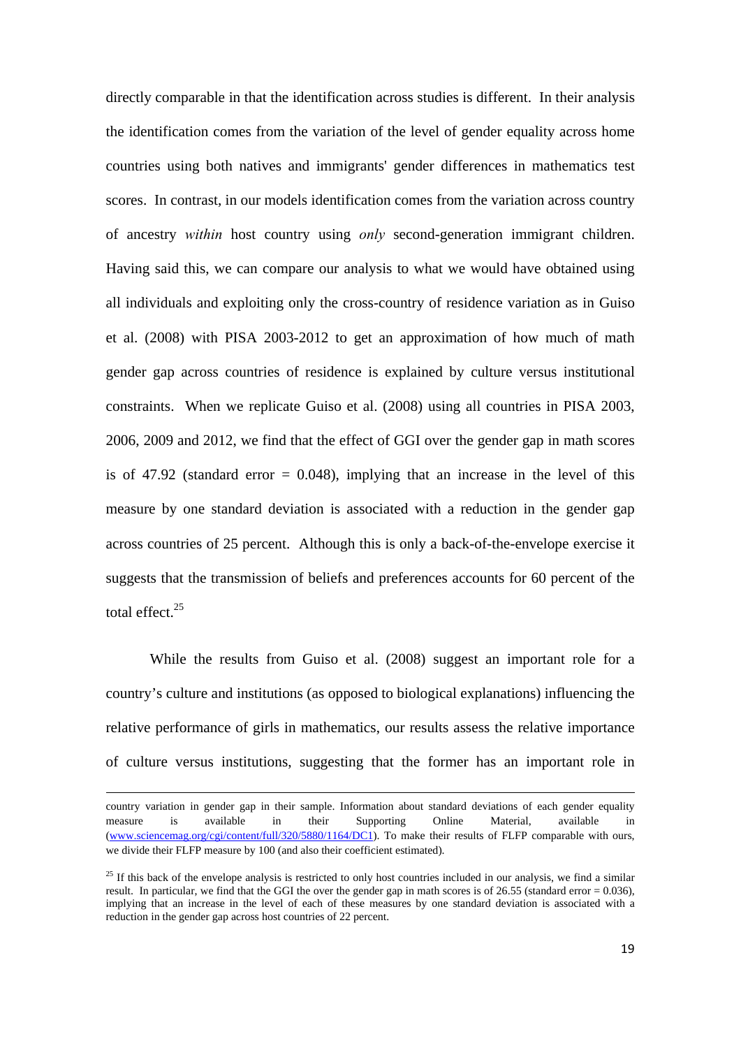directly comparable in that the identification across studies is different. In their analysis the identification comes from the variation of the level of gender equality across home countries using both natives and immigrants' gender differences in mathematics test scores. In contrast, in our models identification comes from the variation across country of ancestry *within* host country using *only* second-generation immigrant children. Having said this, we can compare our analysis to what we would have obtained using all individuals and exploiting only the cross-country of residence variation as in Guiso et al. (2008) with PISA 2003-2012 to get an approximation of how much of math gender gap across countries of residence is explained by culture versus institutional constraints. When we replicate Guiso et al. (2008) using all countries in PISA 2003, 2006, 2009 and 2012, we find that the effect of GGI over the gender gap in math scores is of 47.92 (standard error = 0.048), implying that an increase in the level of this measure by one standard deviation is associated with a reduction in the gender gap across countries of 25 percent. Although this is only a back-of-the-envelope exercise it suggests that the transmission of beliefs and preferences accounts for 60 percent of the total effect.[25]

While the results from Guiso et al. (2008) suggest an important role for a country's culture and institutions (as opposed to biological explanations) influencing the relative performance of girls in mathematics, our results assess the relative importance of culture versus institutions, suggesting that the former has an important role in

---

country variation in gender gap in their sample. Information about standard deviations of each gender equality measure is available in their Supporting Online Material, available in (www.sciencemag.org/cgi/content/full/320/5880/1164/DC1). To make their results of FLFP comparable with ours, we divide their FLFP measure by 100 (and also their coefficient estimated).

[25] If this back of the envelope analysis is restricted to only host countries included in our analysis, we find a similar result. In particular, we find that the GGI the over the gender gap in math scores is of 26.55 (standard error = 0.036), implying that an increase in the level of each of these measures by one standard deviation is associated with a reduction in the gender gap across host countries of 22 percent.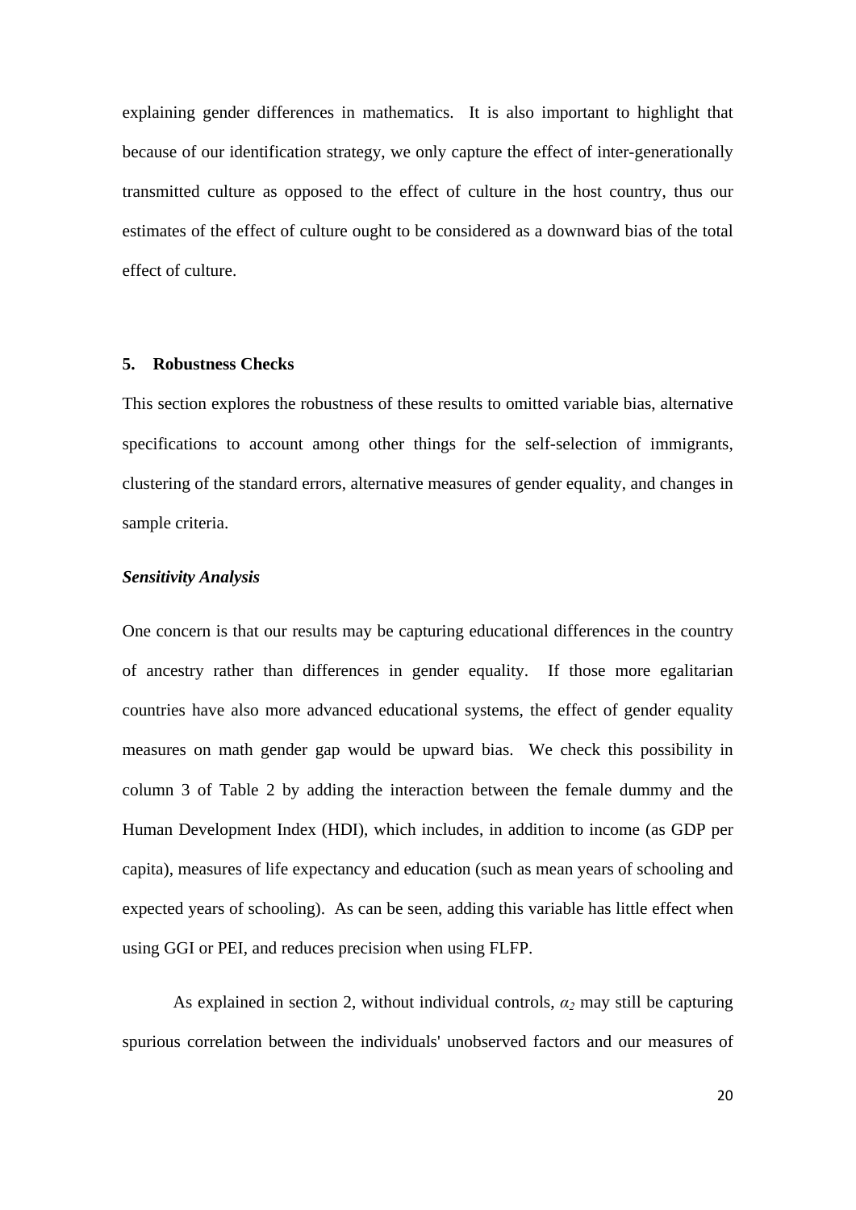explaining gender differences in mathematics. It is also important to highlight that because of our identification strategy, we only capture the effect of inter-generationally transmitted culture as opposed to the effect of culture in the host country, thus our estimates of the effect of culture ought to be considered as a downward bias of the total effect of culture.

## 5. Robustness Checks

This section explores the robustness of these results to omitted variable bias, alternative specifications to account among other things for the self-selection of immigrants, clustering of the standard errors, alternative measures of gender equality, and changes in sample criteria.

***Sensitivity Analysis***

One concern is that our results may be capturing educational differences in the country of ancestry rather than differences in gender equality. If those more egalitarian countries have also more advanced educational systems, the effect of gender equality measures on math gender gap would be upward bias. We check this possibility in column 3 of Table 2 by adding the interaction between the female dummy and the Human Development Index (HDI), which includes, in addition to income (as GDP per capita), measures of life expectancy and education (such as mean years of schooling and expected years of schooling). As can be seen, adding this variable has little effect when using GGI or PEI, and reduces precision when using FLFP.

As explained in section 2, without individual controls, $\alpha_2$ may still be capturing spurious correlation between the individuals' unobserved factors and our measures of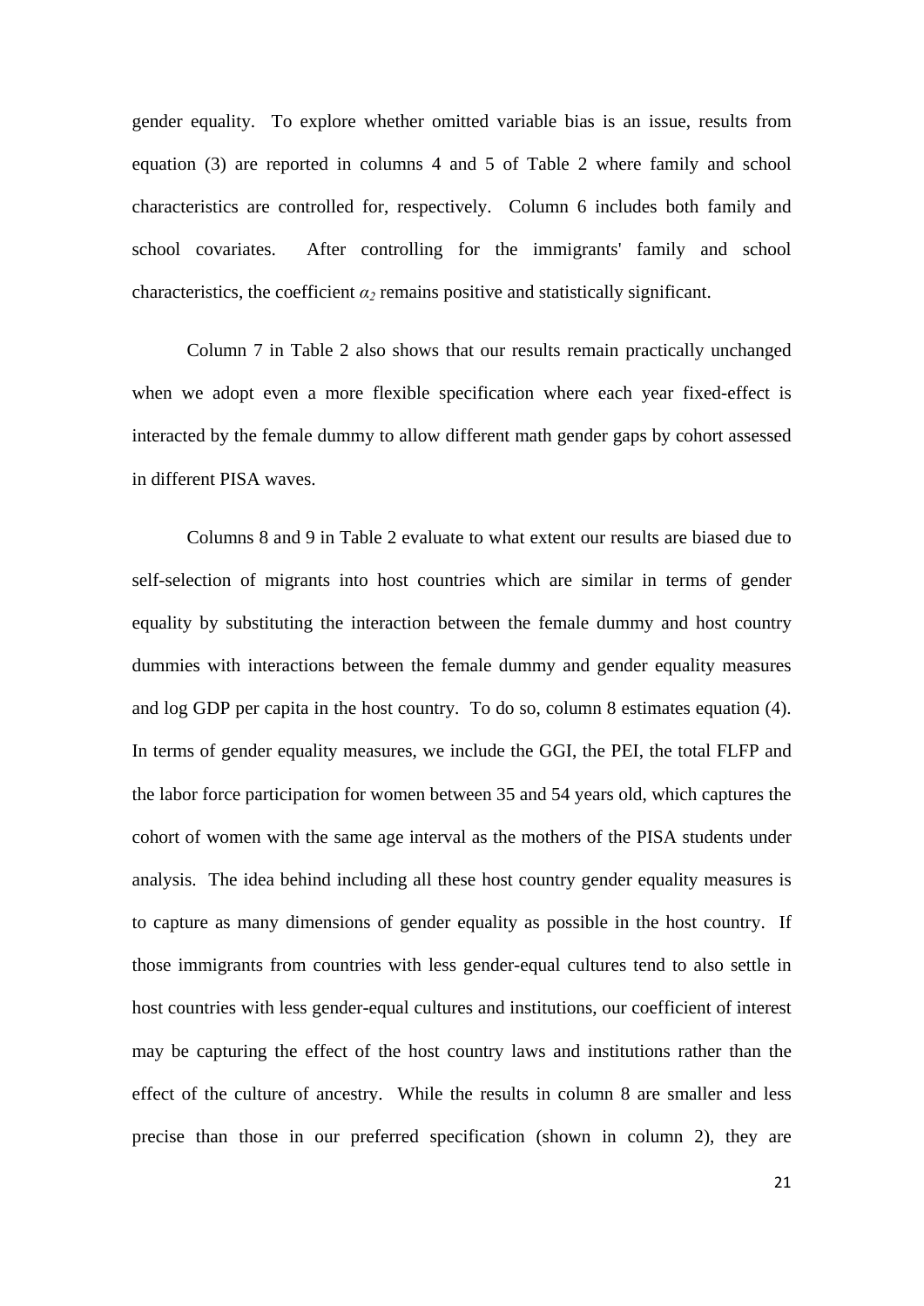gender equality. To explore whether omitted variable bias is an issue, results from equation (3) are reported in columns 4 and 5 of Table 2 where family and school characteristics are controlled for, respectively. Column 6 includes both family and school covariates. After controlling for the immigrants' family and school characteristics, the coefficient $\alpha_2$ remains positive and statistically significant.

Column 7 in Table 2 also shows that our results remain practically unchanged when we adopt even a more flexible specification where each year fixed-effect is interacted by the female dummy to allow different math gender gaps by cohort assessed in different PISA waves.

Columns 8 and 9 in Table 2 evaluate to what extent our results are biased due to self-selection of migrants into host countries which are similar in terms of gender equality by substituting the interaction between the female dummy and host country dummies with interactions between the female dummy and gender equality measures and log GDP per capita in the host country. To do so, column 8 estimates equation (4). In terms of gender equality measures, we include the GGI, the PEI, the total FLFP and the labor force participation for women between 35 and 54 years old, which captures the cohort of women with the same age interval as the mothers of the PISA students under analysis. The idea behind including all these host country gender equality measures is to capture as many dimensions of gender equality as possible in the host country. If those immigrants from countries with less gender-equal cultures tend to also settle in host countries with less gender-equal cultures and institutions, our coefficient of interest may be capturing the effect of the host country laws and institutions rather than the effect of the culture of ancestry. While the results in column 8 are smaller and less precise than those in our preferred specification (shown in column 2), they are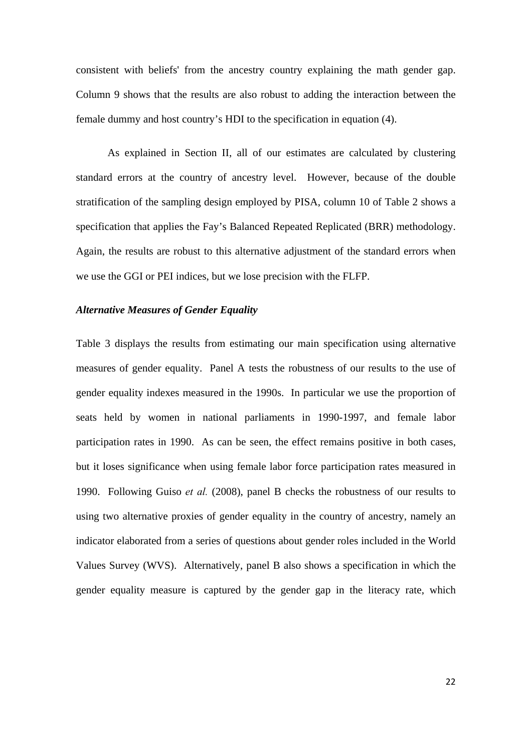consistent with beliefs' from the ancestry country explaining the math gender gap. Column 9 shows that the results are also robust to adding the interaction between the female dummy and host country's HDI to the specification in equation (4).

As explained in Section II, all of our estimates are calculated by clustering standard errors at the country of ancestry level. However, because of the double stratification of the sampling design employed by PISA, column 10 of Table 2 shows a specification that applies the Fay's Balanced Repeated Replicated (BRR) methodology. Again, the results are robust to this alternative adjustment of the standard errors when we use the GGI or PEI indices, but we lose precision with the FLFP.

***Alternative Measures of Gender Equality***

Table 3 displays the results from estimating our main specification using alternative measures of gender equality. Panel A tests the robustness of our results to the use of gender equality indexes measured in the 1990s. In particular we use the proportion of seats held by women in national parliaments in 1990-1997, and female labor participation rates in 1990. As can be seen, the effect remains positive in both cases, but it loses significance when using female labor force participation rates measured in 1990. Following Guiso *et al.* (2008), panel B checks the robustness of our results to using two alternative proxies of gender equality in the country of ancestry, namely an indicator elaborated from a series of questions about gender roles included in the World Values Survey (WVS). Alternatively, panel B also shows a specification in which the gender equality measure is captured by the gender gap in the literacy rate, which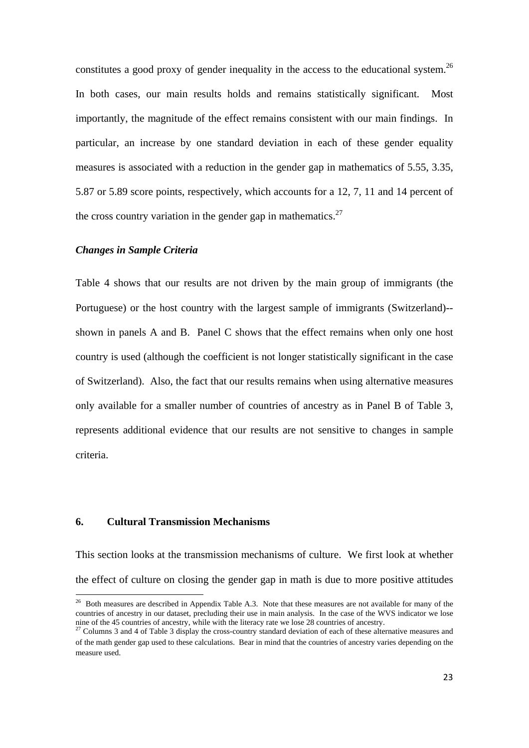constitutes a good proxy of gender inequality in the access to the educational system.[26] In both cases, our main results holds and remains statistically significant. Most importantly, the magnitude of the effect remains consistent with our main findings. In particular, an increase by one standard deviation in each of these gender equality measures is associated with a reduction in the gender gap in mathematics of 5.55, 3.35, 5.87 or 5.89 score points, respectively, which accounts for a 12, 7, 11 and 14 percent of the cross country variation in the gender gap in mathematics.[27]

### *Changes in Sample Criteria*

Table 4 shows that our results are not driven by the main group of immigrants (the Portuguese) or the host country with the largest sample of immigrants (Switzerland)--shown in panels A and B. Panel C shows that the effect remains when only one host country is used (although the coefficient is not longer statistically significant in the case of Switzerland). Also, the fact that our results remains when using alternative measures only available for a smaller number of countries of ancestry as in Panel B of Table 3, represents additional evidence that our results are not sensitive to changes in sample criteria.

## 6. Cultural Transmission Mechanisms

This section looks at the transmission mechanisms of culture. We first look at whether the effect of culture on closing the gender gap in math is due to more positive attitudes

---

[26] Both measures are described in Appendix Table A.3. Note that these measures are not available for many of the countries of ancestry in our dataset, precluding their use in main analysis. In the case of the WVS indicator we lose nine of the 45 countries of ancestry, while with the literacy rate we lose 28 countries of ancestry.

[27] Columns 3 and 4 of Table 3 display the cross-country standard deviation of each of these alternative measures and of the math gender gap used to these calculations. Bear in mind that the countries of ancestry varies depending on the measure used.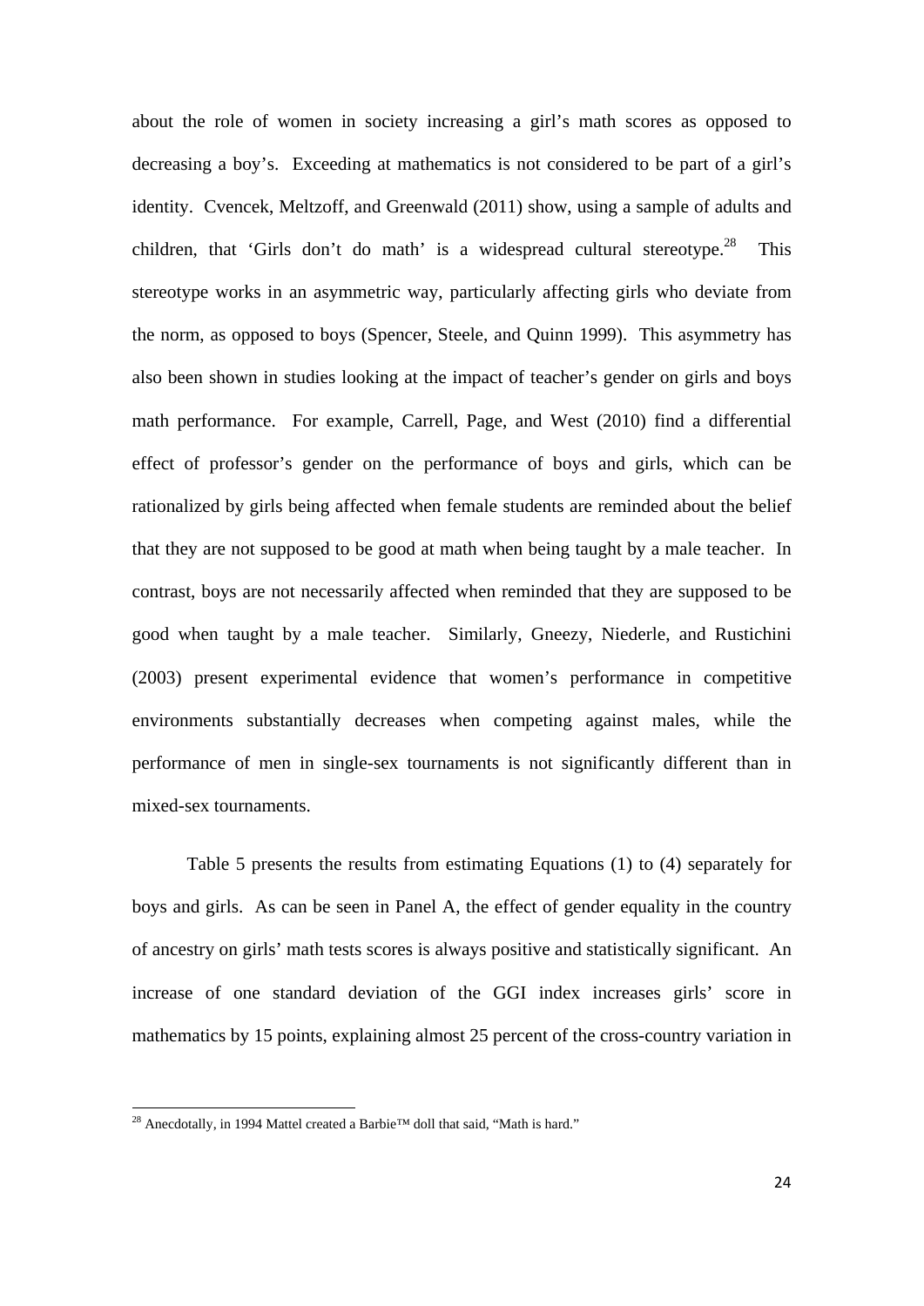about the role of women in society increasing a girl's math scores as opposed to decreasing a boy's. Exceeding at mathematics is not considered to be part of a girl's identity. Cvencek, Meltzoff, and Greenwald (2011) show, using a sample of adults and children, that 'Girls don't do math' is a widespread cultural stereotype.[28] This stereotype works in an asymmetric way, particularly affecting girls who deviate from the norm, as opposed to boys (Spencer, Steele, and Quinn 1999). This asymmetry has also been shown in studies looking at the impact of teacher's gender on girls and boys math performance. For example, Carrell, Page, and West (2010) find a differential effect of professor's gender on the performance of boys and girls, which can be rationalized by girls being affected when female students are reminded about the belief that they are not supposed to be good at math when being taught by a male teacher. In contrast, boys are not necessarily affected when reminded that they are supposed to be good when taught by a male teacher. Similarly, Gneezy, Niederle, and Rustichini (2003) present experimental evidence that women's performance in competitive environments substantially decreases when competing against males, while the performance of men in single-sex tournaments is not significantly different than in mixed-sex tournaments.

Table 5 presents the results from estimating Equations (1) to (4) separately for boys and girls. As can be seen in Panel A, the effect of gender equality in the country of ancestry on girls' math tests scores is always positive and statistically significant. An increase of one standard deviation of the GGI index increases girls' score in mathematics by 15 points, explaining almost 25 percent of the cross-country variation in

[28] Anecdotally, in 1994 Mattel created a Barbie™ doll that said, "Math is hard."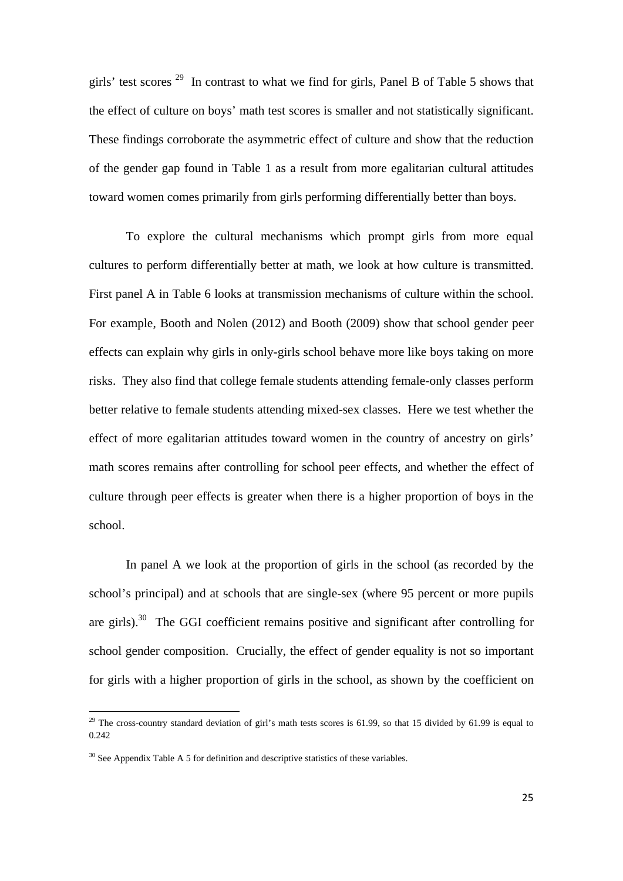girls' test scores [29] In contrast to what we find for girls, Panel B of Table 5 shows that the effect of culture on boys' math test scores is smaller and not statistically significant. These findings corroborate the asymmetric effect of culture and show that the reduction of the gender gap found in Table 1 as a result from more egalitarian cultural attitudes toward women comes primarily from girls performing differentially better than boys.

To explore the cultural mechanisms which prompt girls from more equal cultures to perform differentially better at math, we look at how culture is transmitted. First panel A in Table 6 looks at transmission mechanisms of culture within the school. For example, Booth and Nolen (2012) and Booth (2009) show that school gender peer effects can explain why girls in only-girls school behave more like boys taking on more risks. They also find that college female students attending female-only classes perform better relative to female students attending mixed-sex classes. Here we test whether the effect of more egalitarian attitudes toward women in the country of ancestry on girls' math scores remains after controlling for school peer effects, and whether the effect of culture through peer effects is greater when there is a higher proportion of boys in the school.

In panel A we look at the proportion of girls in the school (as recorded by the school's principal) and at schools that are single-sex (where 95 percent or more pupils are girls).[30] The GGI coefficient remains positive and significant after controlling for school gender composition. Crucially, the effect of gender equality is not so important for girls with a higher proportion of girls in the school, as shown by the coefficient on

---

[29] The cross-country standard deviation of girl's math tests scores is 61.99, so that 15 divided by 61.99 is equal to 0.242

[30] See Appendix Table A 5 for definition and descriptive statistics of these variables.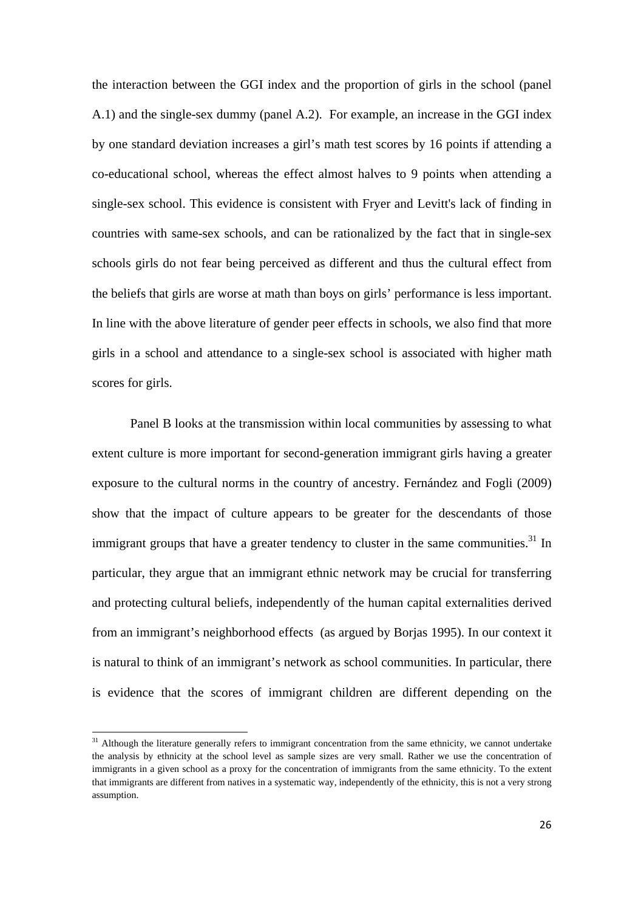the interaction between the GGI index and the proportion of girls in the school (panel A.1) and the single-sex dummy (panel A.2). For example, an increase in the GGI index by one standard deviation increases a girl's math test scores by 16 points if attending a co-educational school, whereas the effect almost halves to 9 points when attending a single-sex school. This evidence is consistent with Fryer and Levitt's lack of finding in countries with same-sex schools, and can be rationalized by the fact that in single-sex schools girls do not fear being perceived as different and thus the cultural effect from the beliefs that girls are worse at math than boys on girls' performance is less important. In line with the above literature of gender peer effects in schools, we also find that more girls in a school and attendance to a single-sex school is associated with higher math scores for girls.

Panel B looks at the transmission within local communities by assessing to what extent culture is more important for second-generation immigrant girls having a greater exposure to the cultural norms in the country of ancestry. Fernández and Fogli (2009) show that the impact of culture appears to be greater for the descendants of those immigrant groups that have a greater tendency to cluster in the same communities.[31] In particular, they argue that an immigrant ethnic network may be crucial for transferring and protecting cultural beliefs, independently of the human capital externalities derived from an immigrant's neighborhood effects (as argued by Borjas 1995). In our context it is natural to think of an immigrant's network as school communities. In particular, there is evidence that the scores of immigrant children are different depending on the

[31] Although the literature generally refers to immigrant concentration from the same ethnicity, we cannot undertake the analysis by ethnicity at the school level as sample sizes are very small. Rather we use the concentration of immigrants in a given school as a proxy for the concentration of immigrants from the same ethnicity. To the extent that immigrants are different from natives in a systematic way, independently of the ethnicity, this is not a very strong assumption.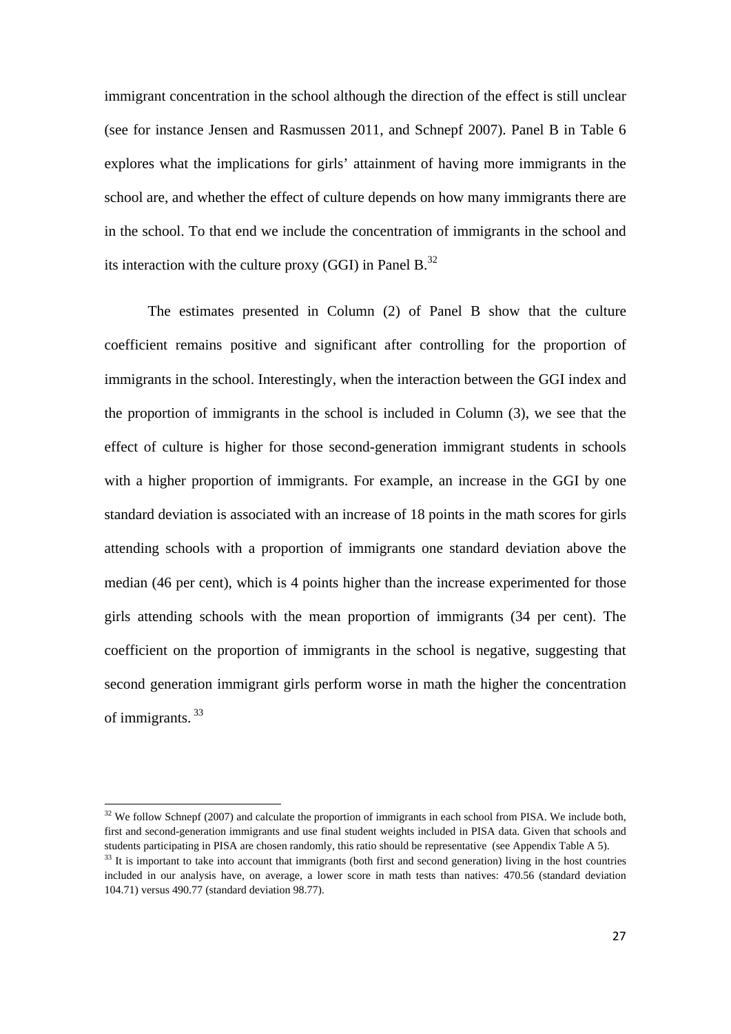immigrant concentration in the school although the direction of the effect is still unclear (see for instance Jensen and Rasmussen 2011, and Schnepf 2007). Panel B in Table 6 explores what the implications for girls' attainment of having more immigrants in the school are, and whether the effect of culture depends on how many immigrants there are in the school. To that end we include the concentration of immigrants in the school and its interaction with the culture proxy (GGI) in Panel B.[32]

The estimates presented in Column (2) of Panel B show that the culture coefficient remains positive and significant after controlling for the proportion of immigrants in the school. Interestingly, when the interaction between the GGI index and the proportion of immigrants in the school is included in Column (3), we see that the effect of culture is higher for those second-generation immigrant students in schools with a higher proportion of immigrants. For example, an increase in the GGI by one standard deviation is associated with an increase of 18 points in the math scores for girls attending schools with a proportion of immigrants one standard deviation above the median (46 per cent), which is 4 points higher than the increase experimented for those girls attending schools with the mean proportion of immigrants (34 per cent). The coefficient on the proportion of immigrants in the school is negative, suggesting that second generation immigrant girls perform worse in math the higher the concentration of immigrants. [33]

---

[32] We follow Schnepf (2007) and calculate the proportion of immigrants in each school from PISA. We include both, first and second-generation immigrants and use final student weights included in PISA data. Given that schools and students participating in PISA are chosen randomly, this ratio should be representative (see Appendix Table A 5).

[33] It is important to take into account that immigrants (both first and second generation) living in the host countries included in our analysis have, on average, a lower score in math tests than natives: 470.56 (standard deviation 104.71) versus 490.77 (standard deviation 98.77).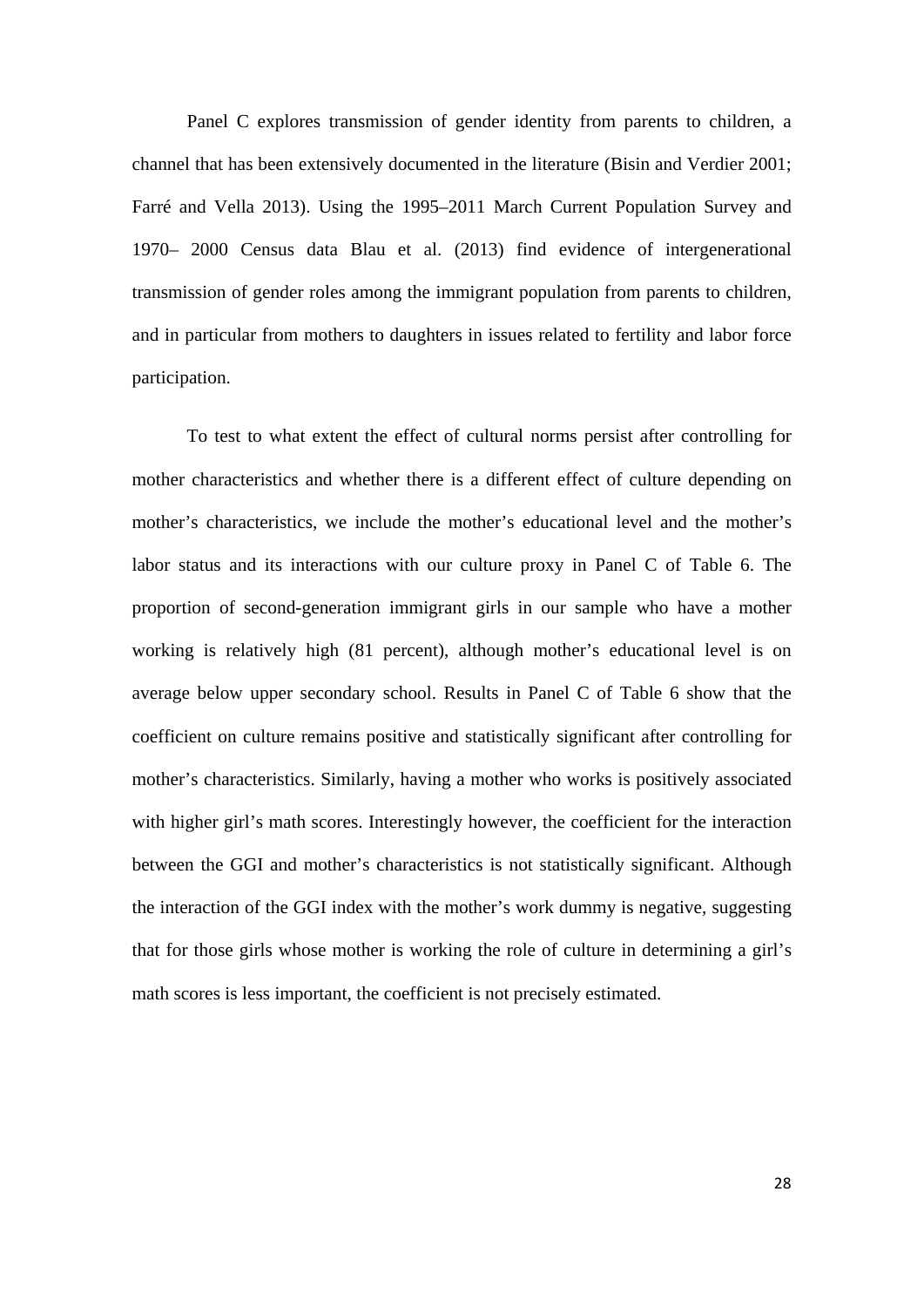Panel C explores transmission of gender identity from parents to children, a channel that has been extensively documented in the literature (Bisin and Verdier 2001; Farré and Vella 2013). Using the 1995–2011 March Current Population Survey and 1970– 2000 Census data Blau et al. (2013) find evidence of intergenerational transmission of gender roles among the immigrant population from parents to children, and in particular from mothers to daughters in issues related to fertility and labor force participation.

To test to what extent the effect of cultural norms persist after controlling for mother characteristics and whether there is a different effect of culture depending on mother's characteristics, we include the mother's educational level and the mother's labor status and its interactions with our culture proxy in Panel C of Table 6. The proportion of second-generation immigrant girls in our sample who have a mother working is relatively high (81 percent), although mother's educational level is on average below upper secondary school. Results in Panel C of Table 6 show that the coefficient on culture remains positive and statistically significant after controlling for mother's characteristics. Similarly, having a mother who works is positively associated with higher girl's math scores. Interestingly however, the coefficient for the interaction between the GGI and mother's characteristics is not statistically significant. Although the interaction of the GGI index with the mother's work dummy is negative, suggesting that for those girls whose mother is working the role of culture in determining a girl's math scores is less important, the coefficient is not precisely estimated.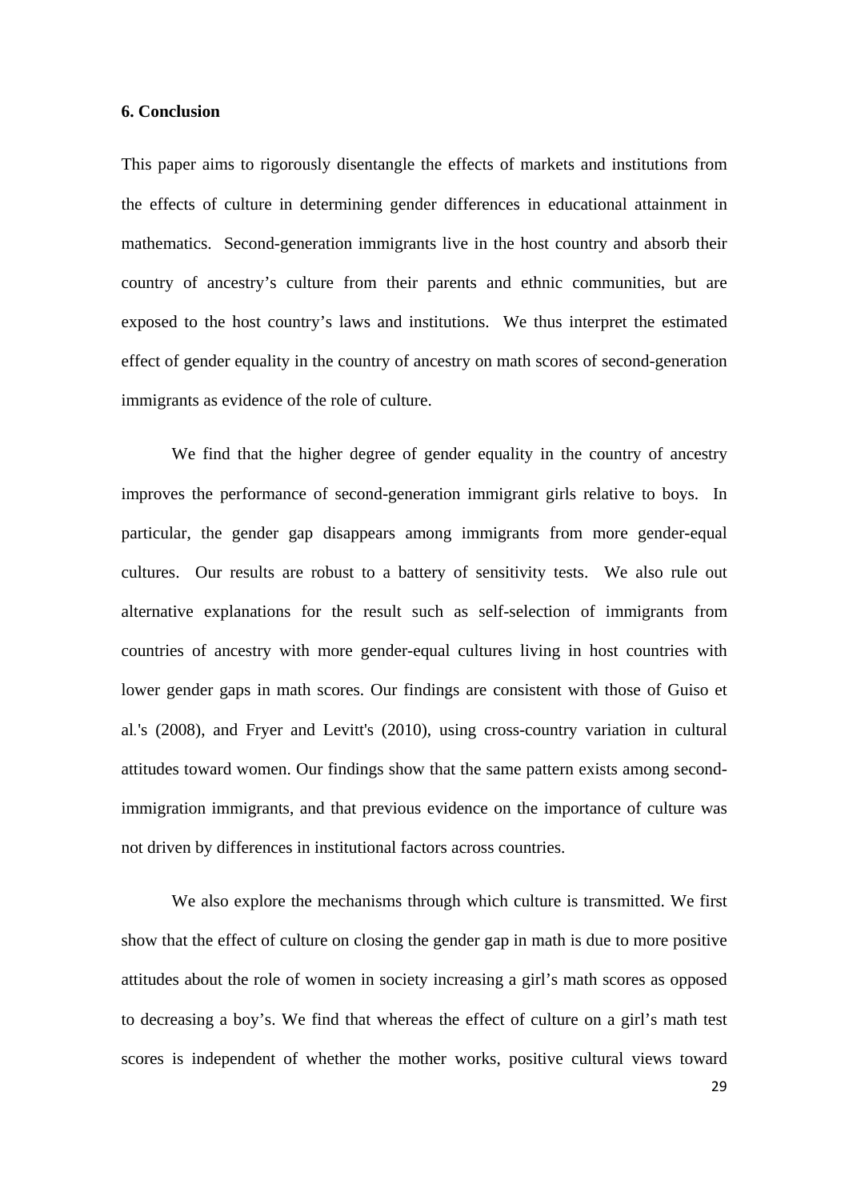## 6. Conclusion

This paper aims to rigorously disentangle the effects of markets and institutions from the effects of culture in determining gender differences in educational attainment in mathematics. Second-generation immigrants live in the host country and absorb their country of ancestry's culture from their parents and ethnic communities, but are exposed to the host country's laws and institutions. We thus interpret the estimated effect of gender equality in the country of ancestry on math scores of second-generation immigrants as evidence of the role of culture.

We find that the higher degree of gender equality in the country of ancestry improves the performance of second-generation immigrant girls relative to boys. In particular, the gender gap disappears among immigrants from more gender-equal cultures. Our results are robust to a battery of sensitivity tests. We also rule out alternative explanations for the result such as self-selection of immigrants from countries of ancestry with more gender-equal cultures living in host countries with lower gender gaps in math scores. Our findings are consistent with those of Guiso et al.'s (2008), and Fryer and Levitt's (2010), using cross-country variation in cultural attitudes toward women. Our findings show that the same pattern exists among second-immigration immigrants, and that previous evidence on the importance of culture was not driven by differences in institutional factors across countries.

We also explore the mechanisms through which culture is transmitted. We first show that the effect of culture on closing the gender gap in math is due to more positive attitudes about the role of women in society increasing a girl's math scores as opposed to decreasing a boy's. We find that whereas the effect of culture on a girl's math test scores is independent of whether the mother works, positive cultural views toward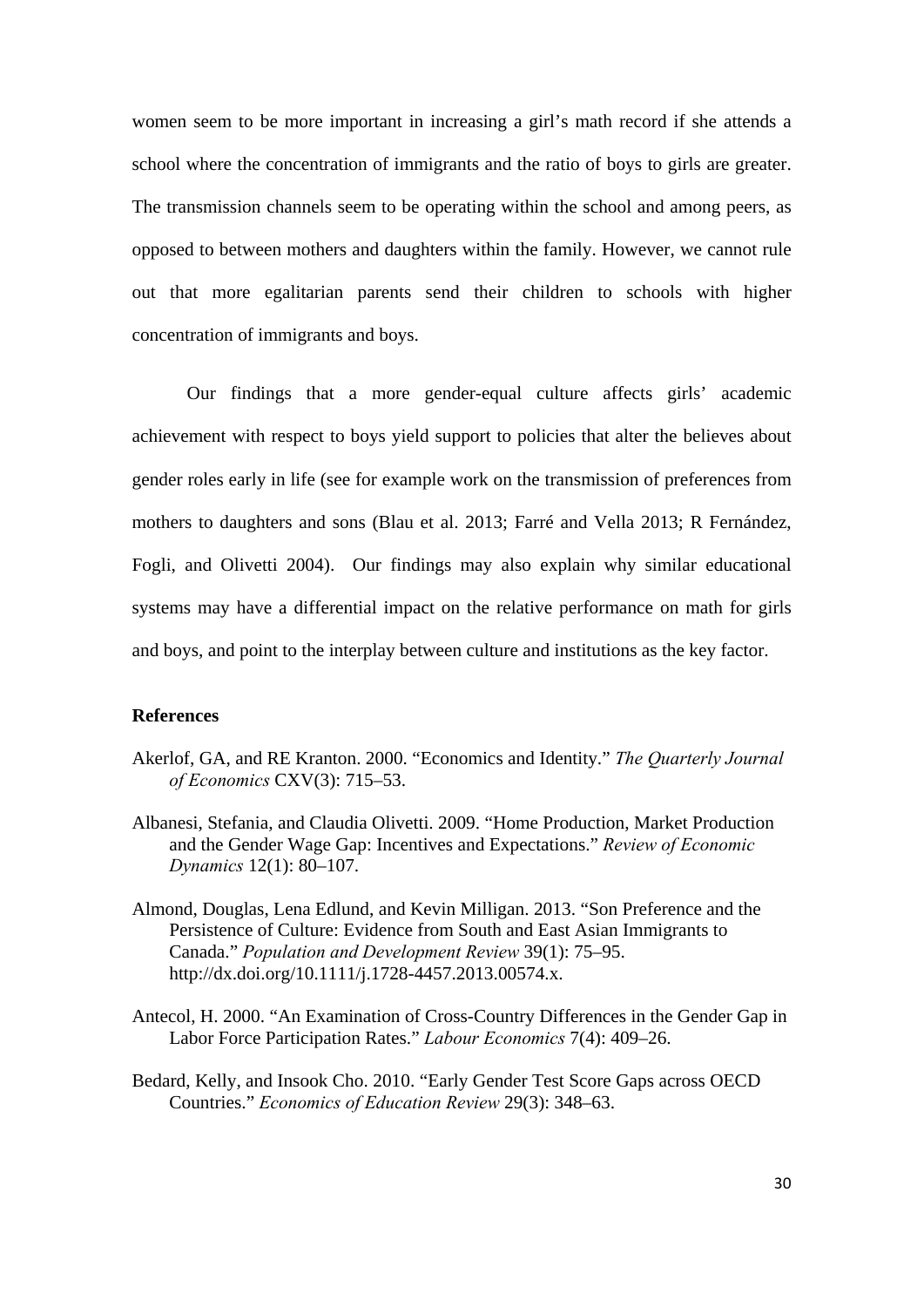women seem to be more important in increasing a girl's math record if she attends a school where the concentration of immigrants and the ratio of boys to girls are greater. The transmission channels seem to be operating within the school and among peers, as opposed to between mothers and daughters within the family. However, we cannot rule out that more egalitarian parents send their children to schools with higher concentration of immigrants and boys.

Our findings that a more gender-equal culture affects girls' academic achievement with respect to boys yield support to policies that alter the believes about gender roles early in life (see for example work on the transmission of preferences from mothers to daughters and sons (Blau et al. 2013; Farré and Vella 2013; R Fernández, Fogli, and Olivetti 2004). Our findings may also explain why similar educational systems may have a differential impact on the relative performance on math for girls and boys, and point to the interplay between culture and institutions as the key factor.

**References**

Akerlof, GA, and RE Kranton. 2000. "Economics and Identity." *The Quarterly Journal of Economics* CXV(3): 715–53.

Albanesi, Stefania, and Claudia Olivetti. 2009. "Home Production, Market Production and the Gender Wage Gap: Incentives and Expectations." *Review of Economic Dynamics* 12(1): 80–107.

Almond, Douglas, Lena Edlund, and Kevin Milligan. 2013. "Son Preference and the Persistence of Culture: Evidence from South and East Asian Immigrants to Canada." *Population and Development Review* 39(1): 75–95. http://dx.doi.org/10.1111/j.1728-4457.2013.00574.x.

Antecol, H. 2000. "An Examination of Cross-Country Differences in the Gender Gap in Labor Force Participation Rates." *Labour Economics* 7(4): 409–26.

Bedard, Kelly, and Insook Cho. 2010. "Early Gender Test Score Gaps across OECD Countries." *Economics of Education Review* 29(3): 348–63.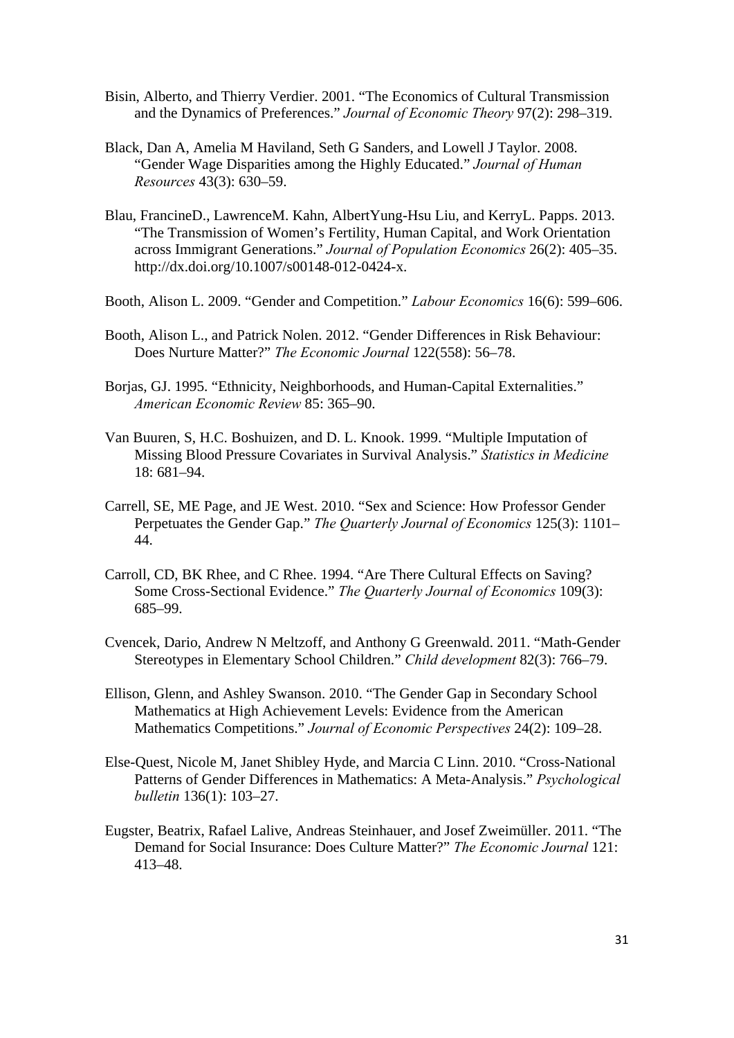Bisin, Alberto, and Thierry Verdier. 2001. "The Economics of Cultural Transmission and the Dynamics of Preferences." *Journal of Economic Theory* 97(2): 298–319.

Black, Dan A, Amelia M Haviland, Seth G Sanders, and Lowell J Taylor. 2008. "Gender Wage Disparities among the Highly Educated." *Journal of Human Resources* 43(3): 630–59.

Blau, FrancineD., LawrenceM. Kahn, AlbertYung-Hsu Liu, and KerryL. Papps. 2013. "The Transmission of Women's Fertility, Human Capital, and Work Orientation across Immigrant Generations." *Journal of Population Economics* 26(2): 405–35. http://dx.doi.org/10.1007/s00148-012-0424-x.

Booth, Alison L. 2009. "Gender and Competition." *Labour Economics* 16(6): 599–606.

Booth, Alison L., and Patrick Nolen. 2012. "Gender Differences in Risk Behaviour: Does Nurture Matter?" *The Economic Journal* 122(558): 56–78.

Borjas, GJ. 1995. "Ethnicity, Neighborhoods, and Human-Capital Externalities." *American Economic Review* 85: 365–90.

Van Buuren, S, H.C. Boshuizen, and D. L. Knook. 1999. "Multiple Imputation of Missing Blood Pressure Covariates in Survival Analysis." *Statistics in Medicine* 18: 681–94.

Carrell, SE, ME Page, and JE West. 2010. "Sex and Science: How Professor Gender Perpetuates the Gender Gap." *The Quarterly Journal of Economics* 125(3): 1101–44.

Carroll, CD, BK Rhee, and C Rhee. 1994. "Are There Cultural Effects on Saving? Some Cross-Sectional Evidence." *The Quarterly Journal of Economics* 109(3): 685–99.

Cvencek, Dario, Andrew N Meltzoff, and Anthony G Greenwald. 2011. "Math-Gender Stereotypes in Elementary School Children." *Child development* 82(3): 766–79.

Ellison, Glenn, and Ashley Swanson. 2010. "The Gender Gap in Secondary School Mathematics at High Achievement Levels: Evidence from the American Mathematics Competitions." *Journal of Economic Perspectives* 24(2): 109–28.

Else-Quest, Nicole M, Janet Shibley Hyde, and Marcia C Linn. 2010. "Cross-National Patterns of Gender Differences in Mathematics: A Meta-Analysis." *Psychological bulletin* 136(1): 103–27.

Eugster, Beatrix, Rafael Lalive, Andreas Steinhauer, and Josef Zweimüller. 2011. "The Demand for Social Insurance: Does Culture Matter?" *The Economic Journal* 121: 413–48.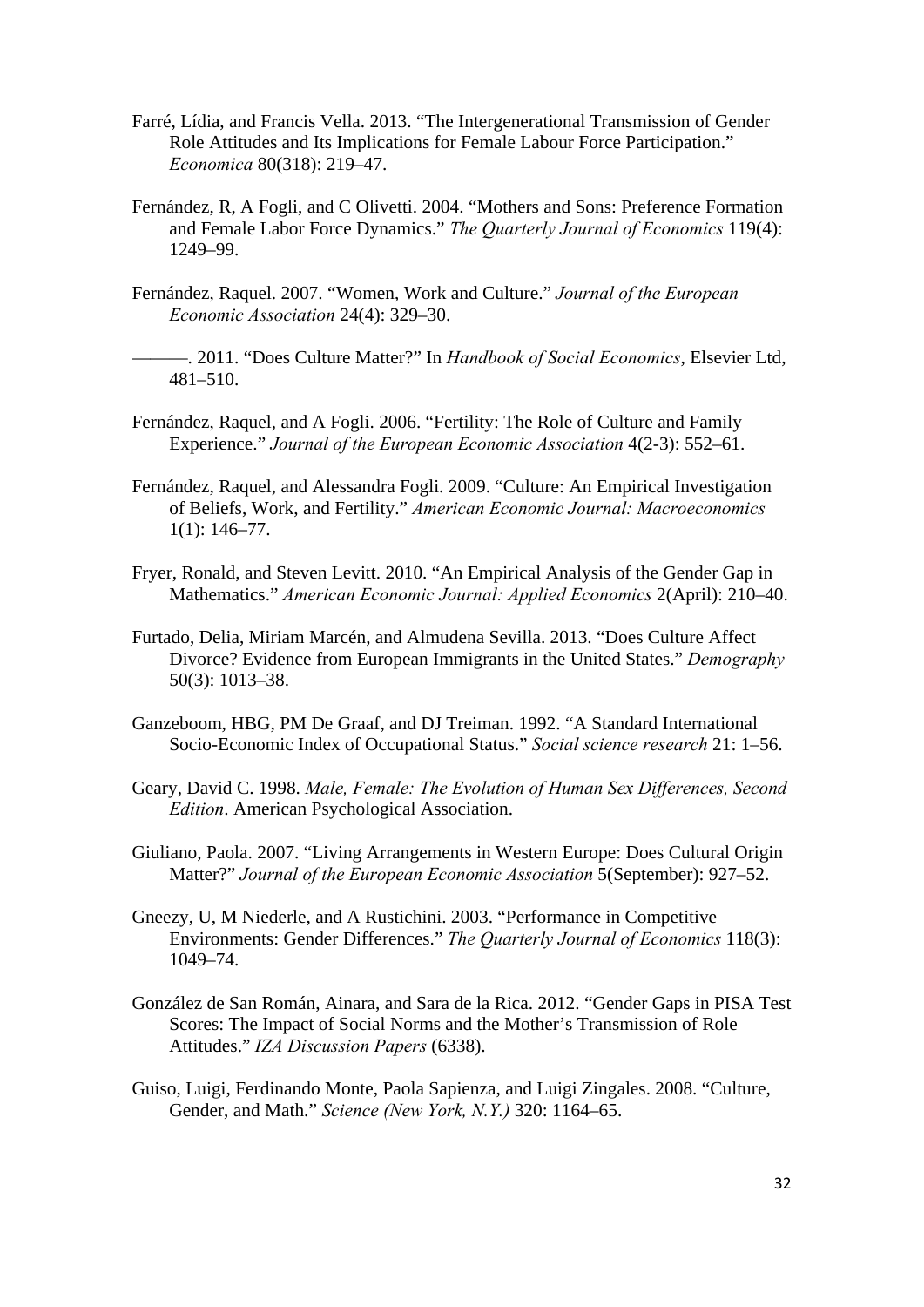Farré, Lídia, and Francis Vella. 2013. "The Intergenerational Transmission of Gender Role Attitudes and Its Implications for Female Labour Force Participation." *Economica* 80(318): 219–47.

Fernández, R, A Fogli, and C Olivetti. 2004. "Mothers and Sons: Preference Formation and Female Labor Force Dynamics." *The Quarterly Journal of Economics* 119(4): 1249–99.

Fernández, Raquel. 2007. "Women, Work and Culture." *Journal of the European Economic Association* 24(4): 329–30.

———. 2011. "Does Culture Matter?" In *Handbook of Social Economics*, Elsevier Ltd, 481–510.

Fernández, Raquel, and A Fogli. 2006. "Fertility: The Role of Culture and Family Experience." *Journal of the European Economic Association* 4(2-3): 552–61.

Fernández, Raquel, and Alessandra Fogli. 2009. "Culture: An Empirical Investigation of Beliefs, Work, and Fertility." *American Economic Journal: Macroeconomics* 1(1): 146–77.

Fryer, Ronald, and Steven Levitt. 2010. "An Empirical Analysis of the Gender Gap in Mathematics." *American Economic Journal: Applied Economics* 2(April): 210–40.

Furtado, Delia, Miriam Marcén, and Almudena Sevilla. 2013. "Does Culture Affect Divorce? Evidence from European Immigrants in the United States." *Demography* 50(3): 1013–38.

Ganzeboom, HBG, PM De Graaf, and DJ Treiman. 1992. "A Standard International Socio-Economic Index of Occupational Status." *Social science research* 21: 1–56.

Geary, David C. 1998. *Male, Female: The Evolution of Human Sex Differences, Second Edition*. American Psychological Association.

Giuliano, Paola. 2007. "Living Arrangements in Western Europe: Does Cultural Origin Matter?" *Journal of the European Economic Association* 5(September): 927–52.

Gneezy, U, M Niederle, and A Rustichini. 2003. "Performance in Competitive Environments: Gender Differences." *The Quarterly Journal of Economics* 118(3): 1049–74.

González de San Román, Ainara, and Sara de la Rica. 2012. "Gender Gaps in PISA Test Scores: The Impact of Social Norms and the Mother's Transmission of Role Attitudes." *IZA Discussion Papers* (6338).

Guiso, Luigi, Ferdinando Monte, Paola Sapienza, and Luigi Zingales. 2008. "Culture, Gender, and Math." *Science (New York, N.Y.)* 320: 1164–65.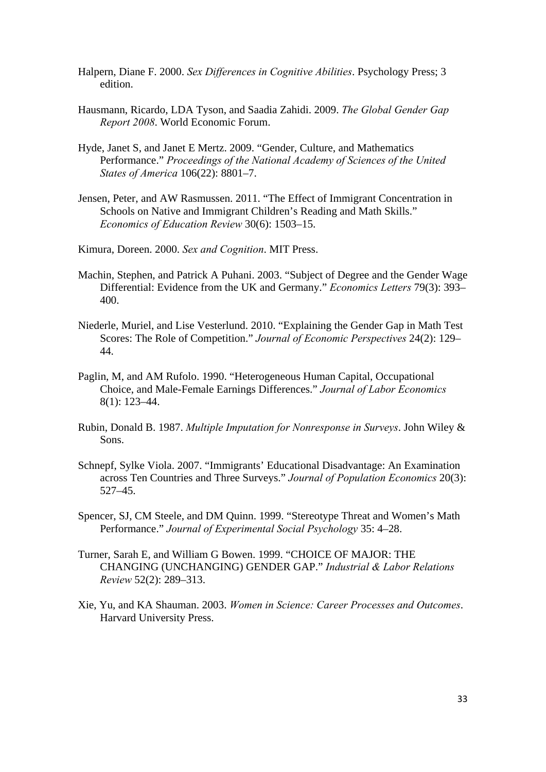Halpern, Diane F. 2000. *Sex Differences in Cognitive Abilities*. Psychology Press; 3 edition.

Hausmann, Ricardo, LDA Tyson, and Saadia Zahidi. 2009. *The Global Gender Gap Report 2008*. World Economic Forum.

Hyde, Janet S, and Janet E Mertz. 2009. "Gender, Culture, and Mathematics Performance." *Proceedings of the National Academy of Sciences of the United States of America* 106(22): 8801–7.

Jensen, Peter, and AW Rasmussen. 2011. "The Effect of Immigrant Concentration in Schools on Native and Immigrant Children's Reading and Math Skills." *Economics of Education Review* 30(6): 1503–15.

Kimura, Doreen. 2000. *Sex and Cognition*. MIT Press.

Machin, Stephen, and Patrick A Puhani. 2003. "Subject of Degree and the Gender Wage Differential: Evidence from the UK and Germany." *Economics Letters* 79(3): 393–400.

Niederle, Muriel, and Lise Vesterlund. 2010. "Explaining the Gender Gap in Math Test Scores: The Role of Competition." *Journal of Economic Perspectives* 24(2): 129–44.

Paglin, M, and AM Rufolo. 1990. "Heterogeneous Human Capital, Occupational Choice, and Male-Female Earnings Differences." *Journal of Labor Economics* 8(1): 123–44.

Rubin, Donald B. 1987. *Multiple Imputation for Nonresponse in Surveys*. John Wiley & Sons.

Schnepf, Sylke Viola. 2007. "Immigrants' Educational Disadvantage: An Examination across Ten Countries and Three Surveys." *Journal of Population Economics* 20(3): 527–45.

Spencer, SJ, CM Steele, and DM Quinn. 1999. "Stereotype Threat and Women's Math Performance." *Journal of Experimental Social Psychology* 35: 4–28.

Turner, Sarah E, and William G Bowen. 1999. "CHOICE OF MAJOR: THE CHANGING (UNCHANGING) GENDER GAP." *Industrial & Labor Relations Review* 52(2): 289–313.

Xie, Yu, and KA Shauman. 2003. *Women in Science: Career Processes and Outcomes*. Harvard University Press.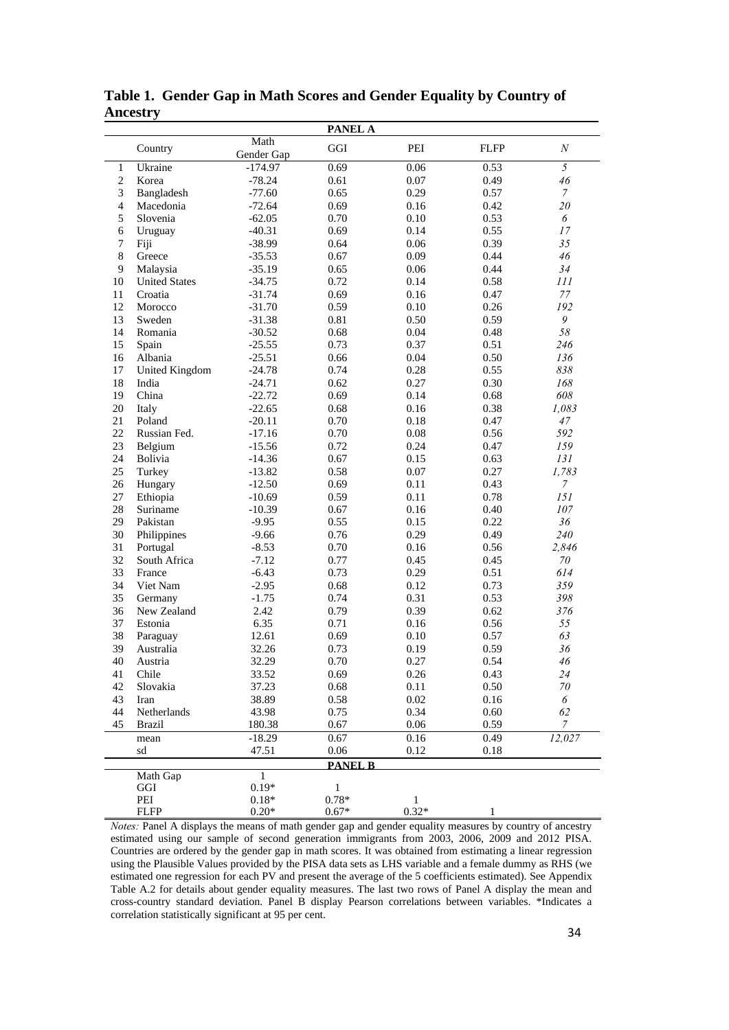**Table 1. Gender Gap in Math Scores and Gender Equality by Country of Ancestry**

| | PANEL A | | | | | |
|---|---|---|---|---|---|---|
| | Country | Math Gender Gap | GGI | PEI | FLFP | *N* |
| 1 | Ukraine | -174.97 | 0.69 | 0.06 | 0.53 | *5* |
| 2 | Korea | -78.24 | 0.61 | 0.07 | 0.49 | *46* |
| 3 | Bangladesh | -77.60 | 0.65 | 0.29 | 0.57 | *7* |
| 4 | Macedonia | -72.64 | 0.69 | 0.16 | 0.42 | *20* |
| 5 | Slovenia | -62.05 | 0.70 | 0.10 | 0.53 | *6* |
| 6 | Uruguay | -40.31 | 0.69 | 0.14 | 0.55 | *17* |
| 7 | Fiji | -38.99 | 0.64 | 0.06 | 0.39 | *35* |
| 8 | Greece | -35.53 | 0.67 | 0.09 | 0.44 | *46* |
| 9 | Malaysia | -35.19 | 0.65 | 0.06 | 0.44 | *34* |
| 10 | United States | -34.75 | 0.72 | 0.14 | 0.58 | *111* |
| 11 | Croatia | -31.74 | 0.69 | 0.16 | 0.47 | *77* |
| 12 | Morocco | -31.70 | 0.59 | 0.10 | 0.26 | *192* |
| 13 | Sweden | -31.38 | 0.81 | 0.50 | 0.59 | *9* |
| 14 | Romania | -30.52 | 0.68 | 0.04 | 0.48 | *58* |
| 15 | Spain | -25.55 | 0.73 | 0.37 | 0.51 | *246* |
| 16 | Albania | -25.51 | 0.66 | 0.04 | 0.50 | *136* |
| 17 | United Kingdom | -24.78 | 0.74 | 0.28 | 0.55 | *838* |
| 18 | India | -24.71 | 0.62 | 0.27 | 0.30 | *168* |
| 19 | China | -22.72 | 0.69 | 0.14 | 0.68 | *608* |
| 20 | Italy | -22.65 | 0.68 | 0.16 | 0.38 | *1,083* |
| 21 | Poland | -20.11 | 0.70 | 0.18 | 0.47 | *47* |
| 22 | Russian Fed. | -17.16 | 0.70 | 0.08 | 0.56 | *592* |
| 23 | Belgium | -15.56 | 0.72 | 0.24 | 0.47 | *159* |
| 24 | Bolivia | -14.36 | 0.67 | 0.15 | 0.63 | *131* |
| 25 | Turkey | -13.82 | 0.58 | 0.07 | 0.27 | *1,783* |
| 26 | Hungary | -12.50 | 0.69 | 0.11 | 0.43 | *7* |
| 27 | Ethiopia | -10.69 | 0.59 | 0.11 | 0.78 | *151* |
| 28 | Suriname | -10.39 | 0.67 | 0.16 | 0.40 | *107* |
| 29 | Pakistan | -9.95 | 0.55 | 0.15 | 0.22 | *36* |
| 30 | Philippines | -9.66 | 0.76 | 0.29 | 0.49 | *240* |
| 31 | Portugal | -8.53 | 0.70 | 0.16 | 0.56 | *2,846* |
| 32 | South Africa | -7.12 | 0.77 | 0.45 | 0.45 | *70* |
| 33 | France | -6.43 | 0.73 | 0.29 | 0.51 | *614* |
| 34 | Viet Nam | -2.95 | 0.68 | 0.12 | 0.73 | *359* |
| 35 | Germany | -1.75 | 0.74 | 0.31 | 0.53 | *398* |
| 36 | New Zealand | 2.42 | 0.79 | 0.39 | 0.62 | *376* |
| 37 | Estonia | 6.35 | 0.71 | 0.16 | 0.56 | *55* |
| 38 | Paraguay | 12.61 | 0.69 | 0.10 | 0.57 | *63* |
| 39 | Australia | 32.26 | 0.73 | 0.19 | 0.59 | *36* |
| 40 | Austria | 32.29 | 0.70 | 0.27 | 0.54 | *46* |
| 41 | Chile | 33.52 | 0.69 | 0.26 | 0.43 | *24* |
| 42 | Slovakia | 37.23 | 0.68 | 0.11 | 0.50 | *70* |
| 43 | Iran | 38.89 | 0.58 | 0.02 | 0.16 | *6* |
| 44 | Netherlands | 43.98 | 0.75 | 0.34 | 0.60 | *62* |
| 45 | Brazil | 180.38 | 0.67 | 0.06 | 0.59 | *7* |
| | mean | -18.29 | 0.67 | 0.16 | 0.49 | *12,027* |
| | sd | 47.51 | 0.06 | 0.12 | 0.18 | |
| | **PANEL B** | | | | | |
| | Math Gap | 1 | | | | |
| | GGI | 0.19* | 1 | | | |
| | PEI | 0.18* | 0.78* | 1 | | |
| | FLFP | 0.20* | 0.67* | 0.32* | 1 | |

*Notes:* Panel A displays the means of math gender gap and gender equality measures by country of ancestry estimated using our sample of second generation immigrants from 2003, 2006, 2009 and 2012 PISA. Countries are ordered by the gender gap in math scores. It was obtained from estimating a linear regression using the Plausible Values provided by the PISA data sets as LHS variable and a female dummy as RHS (we estimated one regression for each PV and present the average of the 5 coefficients estimated). See Appendix Table A.2 for details about gender equality measures. The last two rows of Panel A display the mean and cross-country standard deviation. Panel B display Pearson correlations between variables. *Indicates a correlation statistically significant at 95 per cent.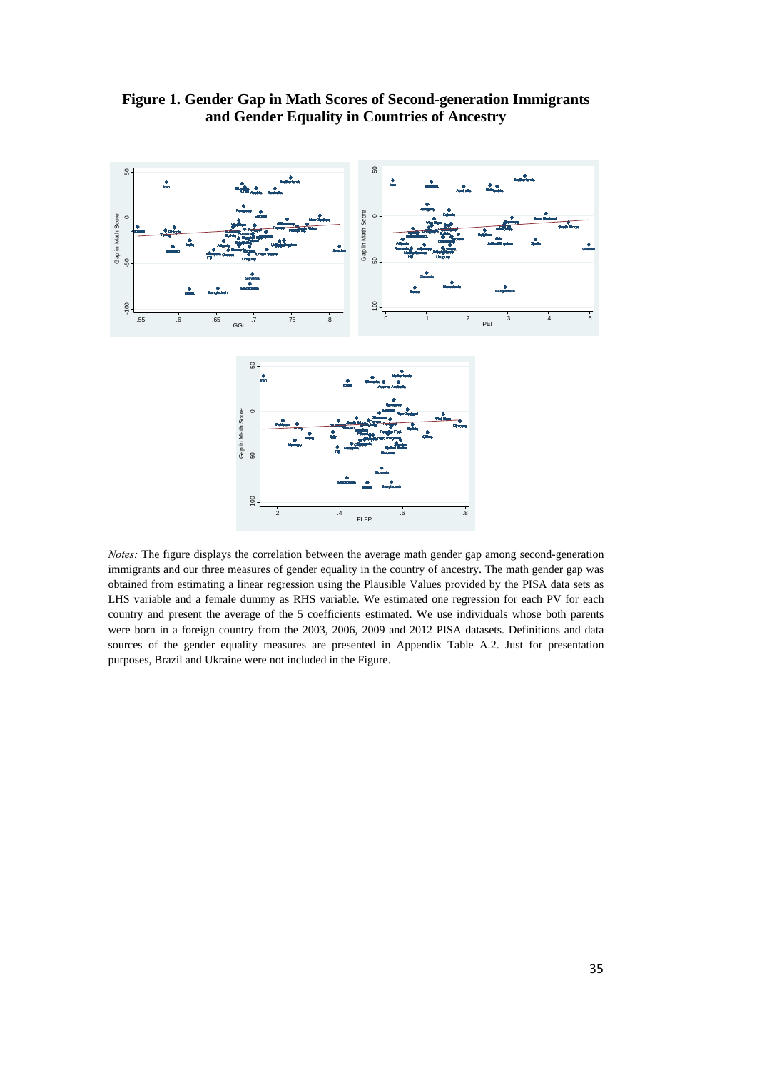**Figure 1. Gender Gap in Math Scores of Second-generation Immigrants and Gender Equality in Countries of Ancestry**

*Notes:* The figure displays the correlation between the average math gender gap among second-generation immigrants and our three measures of gender equality in the country of ancestry. The math gender gap was obtained from estimating a linear regression using the Plausible Values provided by the PISA data sets as LHS variable and a female dummy as RHS variable. We estimated one regression for each PV for each country and present the average of the 5 coefficients estimated. We use individuals whose both parents were born in a foreign country from the 2003, 2006, 2009 and 2012 PISA datasets. Definitions and data sources of the gender equality measures are presented in Appendix Table A.2. Just for presentation purposes, Brazil and Ukraine were not included in the Figure.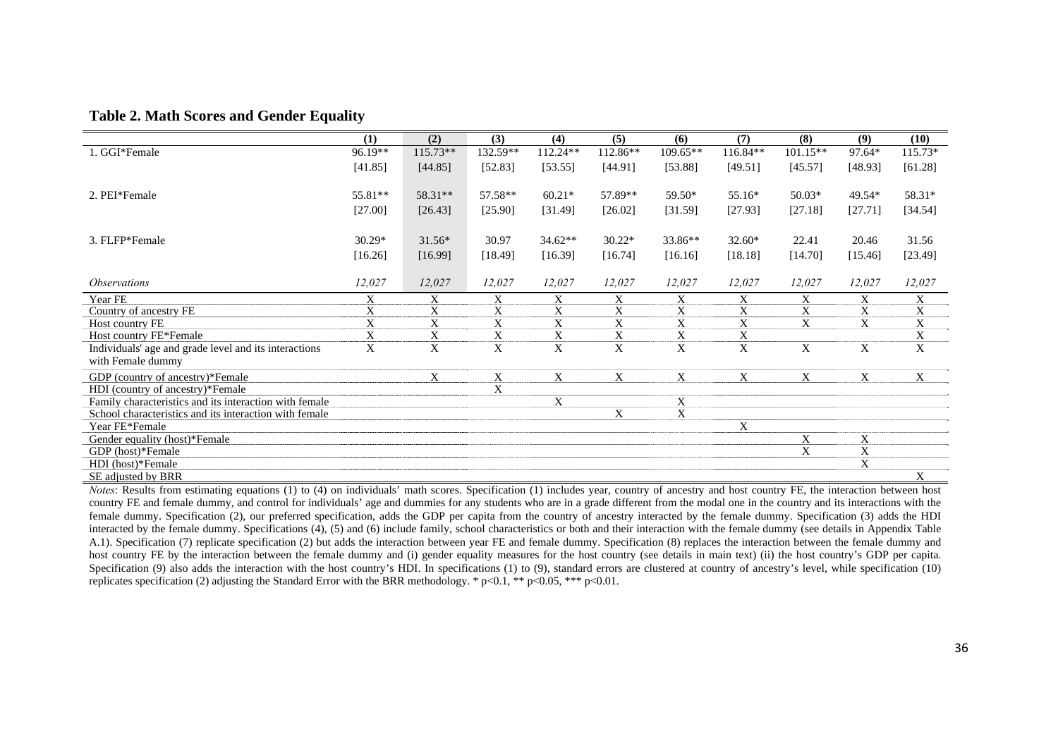**Table 2. Math Scores and Gender Equality**

| | (1) | (2) | (3) | (4) | (5) | (6) | (7) | (8) | (9) | (10) |
|---|---|---|---|---|---|---|---|---|---|---|
| 1. GGI*Female | 96.19** | 115.73** | 132.59** | 112.24** | 112.86** | 109.65** | 116.84** | 101.15** | 97.64* | 115.73* |
| | [41.85] | [44.85] | [52.83] | [53.55] | [44.91] | [53.88] | [49.51] | [45.57] | [48.93] | [61.28] |
| 2. PEI*Female | 55.81** | 58.31** | 57.58** | 60.21* | 57.89** | 59.50* | 55.16* | 50.03* | 49.54* | 58.31* |
| | [27.00] | [26.43] | [25.90] | [31.49] | [26.02] | [31.59] | [27.93] | [27.18] | [27.71] | [34.54] |
| 3. FLFP*Female | 30.29* | 31.56* | 30.97 | 34.62** | 30.22* | 33.86** | 32.60* | 22.41 | 20.46 | 31.56 |
| | [16.26] | [16.99] | [18.49] | [16.39] | [16.74] | [16.16] | [18.18] | [14.70] | [15.46] | [23.49] |
| *Observations* | *12,027* | *12,027* | *12,027* | *12,027* | *12,027* | *12,027* | *12,027* | *12,027* | *12,027* | *12,027* |
| Year FE | X | X | X | X | X | X | X | X | X | X |
| Country of ancestry FE | X | X | X | X | X | X | X | X | X | X |
| Host country FE | X | X | X | X | X | X | X | X | X | X |
| Host country FE*Female | X | X | X | X | X | X | X | | | X |
| Individuals' age and grade level and its interactions with Female dummy | X | X | X | X | X | X | X | X | X | X |
| GDP (country of ancestry)*Female | | X | X | X | X | X | X | X | X | X |
| HDI (country of ancestry)*Female | | | X | | | | | | | |
| Family characteristics and its interaction with female | | | | X | | X | | | | |
| School characteristics and its interaction with female | | | | | X | X | | | | |
| Year FE*Female | | | | | | | X | | | |
| Gender equality (host)*Female | | | | | | | | X | X | |
| GDP (host)*Female | | | | | | | | X | X | |
| HDI (host)*Female | | | | | | | | | X | |
| SE adjusted by BRR | | | | | | | | | | X |

*Notes*: Results from estimating equations (1) to (4) on individuals' math scores. Specification (1) includes year, country of ancestry and host country FE, the interaction between host country FE and female dummy, and control for individuals' age and dummies for any students who are in a grade different from the modal one in the country and its interactions with the female dummy. Specification (2), our preferred specification, adds the GDP per capita from the country of ancestry interacted by the female dummy. Specification (3) adds the HDI interacted by the female dummy. Specifications (4), (5) and (6) include family, school characteristics or both and their interaction with the female dummy (see details in Appendix Table A.1). Specification (7) replicate specification (2) but adds the interaction between year FE and female dummy. Specification (8) replaces the interaction between the female dummy and host country FE by the interaction between the female dummy and (i) gender equality measures for the host country (see details in main text) (ii) the host country's GDP per capita. Specification (9) also adds the interaction with the host country's HDI. In specifications (1) to (9), standard errors are clustered at country of ancestry's level, while specification (10) replicates specification (2) adjusting the Standard Error with the BRR methodology. * $p<0.1$, ** $p<0.05$, *** $p<0.01$.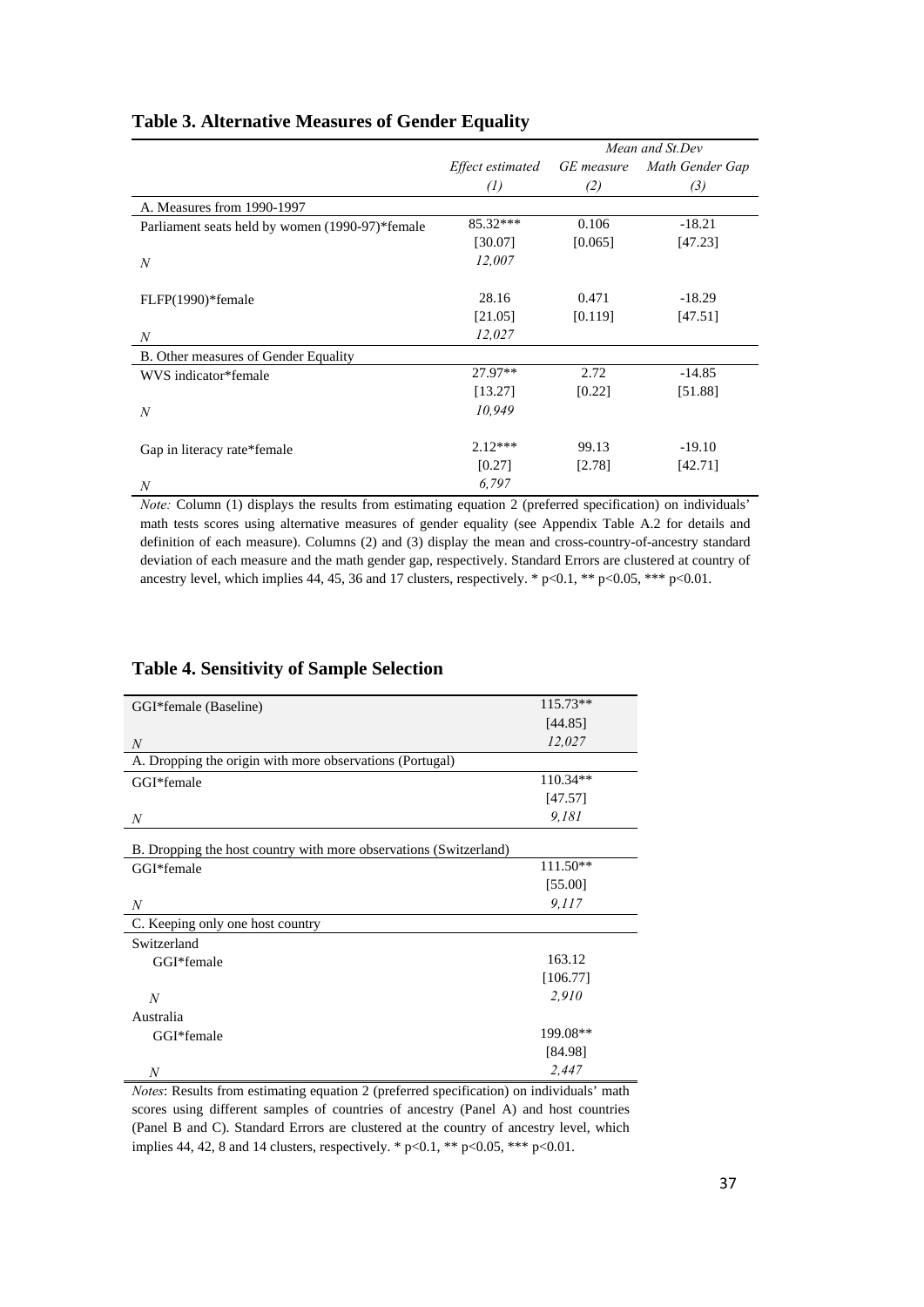## Table 3. Alternative Measures of Gender Equality

| | | *Mean and St.Dev* | |
|---|---|---|---|
| | *Effect estimated* | *GE measure* | *Math Gender Gap* |
| | *(1)* | *(2)* | *(3)* |
| A. Measures from 1990-1997 | | | |
| Parliament seats held by women (1990-97)*female | 85.32*** | 0.106 | -18.21 |
| | [30.07] | [0.065] | [47.23] |
| *N* | *12,007* | | |
| FLFP(1990)*female | 28.16 | 0.471 | -18.29 |
| | [21.05] | [0.119] | [47.51] |
| *N* | *12,027* | | |
| B. Other measures of Gender Equality | | | |
| WVS indicator*female | 27.97** | 2.72 | -14.85 |
| | [13.27] | [0.22] | [51.88] |
| *N* | *10,949* | | |
| Gap in literacy rate*female | 2.12*** | 99.13 | -19.10 |
| | [0.27] | [2.78] | [42.71] |
| *N* | *6,797* | | |

*Note:* Column (1) displays the results from estimating equation 2 (preferred specification) on individuals' math tests scores using alternative measures of gender equality (see Appendix Table A.2 for details and definition of each measure). Columns (2) and (3) display the mean and cross-country-of-ancestry standard deviation of each measure and the math gender gap, respectively. Standard Errors are clustered at country of ancestry level, which implies 44, 45, 36 and 17 clusters, respectively. * p<0.1, ** p<0.05, *** p<0.01.

## Table 4. Sensitivity of Sample Selection

| | |
|---|---|
| GGI*female (Baseline) | 115.73** |
| | [44.85] |
| *N* | *12,027* |
| A. Dropping the origin with more observations (Portugal) | |
| GGI*female | 110.34** |
| | [47.57] |
| *N* | *9,181* |
| B. Dropping the host country with more observations (Switzerland) | |
| GGI*female | 111.50** |
| | [55.00] |
| *N* | *9,117* |
| C. Keeping only one host country | |
| Switzerland | |
| GGI*female | 163.12 |
| | [106.77] |
| *N* | *2,910* |
| Australia | |
| GGI*female | 199.08** |
| | [84.98] |
| *N* | *2,447* |

*Notes*: Results from estimating equation 2 (preferred specification) on individuals' math scores using different samples of countries of ancestry (Panel A) and host countries (Panel B and C). Standard Errors are clustered at the country of ancestry level, which implies 44, 42, 8 and 14 clusters, respectively. * p<0.1, ** p<0.05, *** p<0.01.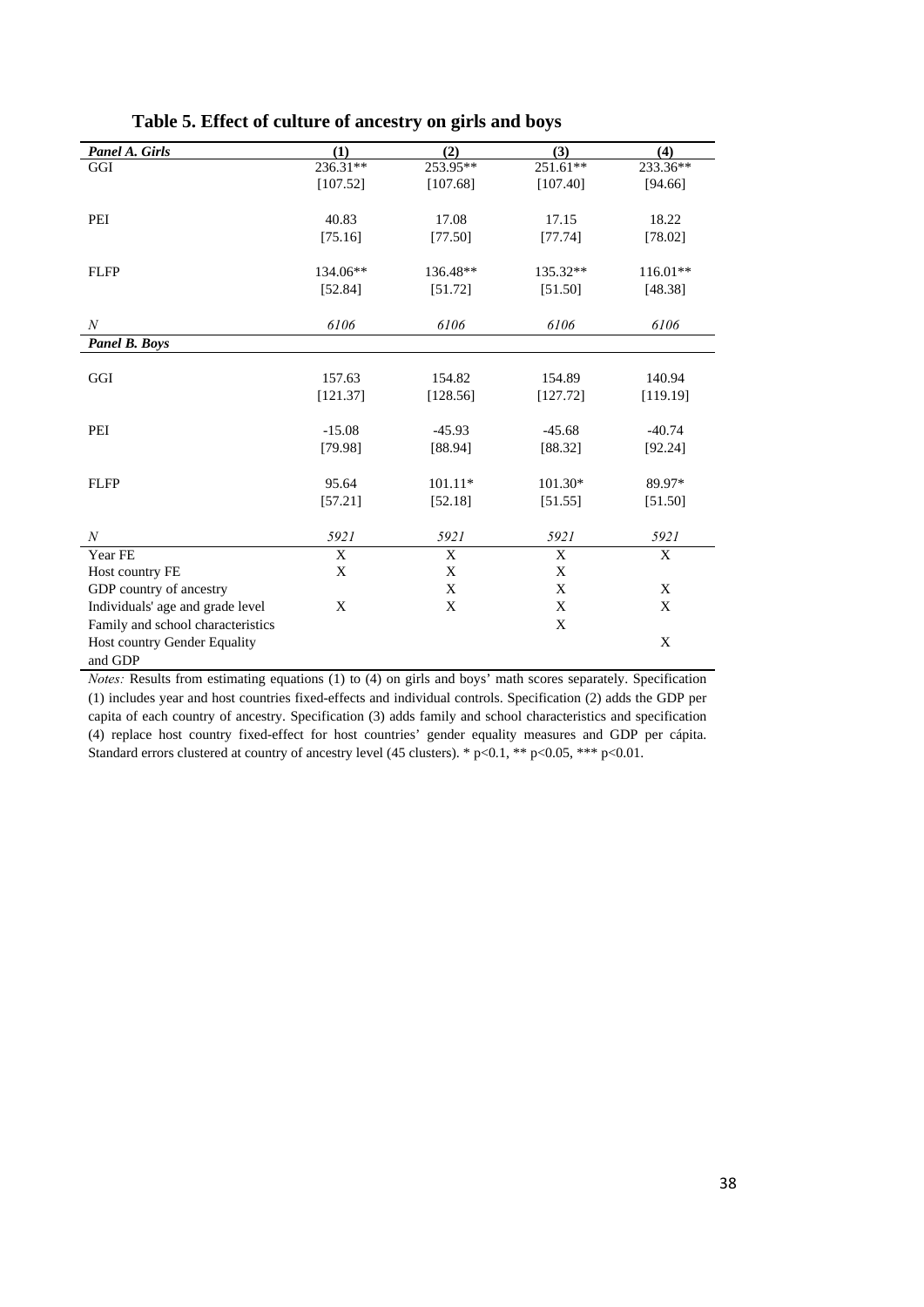**Table 5. Effect of culture of ancestry on girls and boys**

| *Panel A. Girls* | (1) | (2) | (3) | (4) |
|---|---|---|---|---|
| GGI | 236.31** | 253.95** | 251.61** | 233.36** |
| | [107.52] | [107.68] | [107.40] | [94.66] |
| PEI | 40.83 | 17.08 | 17.15 | 18.22 |
| | [75.16] | [77.50] | [77.74] | [78.02] |
| FLFP | 134.06** | 136.48** | 135.32** | 116.01** |
| | [52.84] | [51.72] | [51.50] | [48.38] |
| *N* | *6106* | *6106* | *6106* | *6106* |
| ***Panel B. Boys*** | | | | |
| GGI | 157.63 | 154.82 | 154.89 | 140.94 |
| | [121.37] | [128.56] | [127.72] | [119.19] |
| PEI | -15.08 | -45.93 | -45.68 | -40.74 |
| | [79.98] | [88.94] | [88.32] | [92.24] |
| FLFP | 95.64 | 101.11* | 101.30* | 89.97* |
| | [57.21] | [52.18] | [51.55] | [51.50] |
| *N* | *5921* | *5921* | *5921* | *5921* |
| Year FE | X | X | X | X |
| Host country FE | X | X | X | |
| GDP country of ancestry | | X | X | X |
| Individuals' age and grade level | X | X | X | X |
| Family and school characteristics | | | X | |
| Host country Gender Equality and GDP | | | | X |

*Notes:* Results from estimating equations (1) to (4) on girls and boys' math scores separately. Specification (1) includes year and host countries fixed-effects and individual controls. Specification (2) adds the GDP per capita of each country of ancestry. Specification (3) adds family and school characteristics and specification (4) replace host country fixed-effect for host countries' gender equality measures and GDP per cápita. Standard errors clustered at country of ancestry level (45 clusters). * p<0.1, ** p<0.05, *** p<0.01.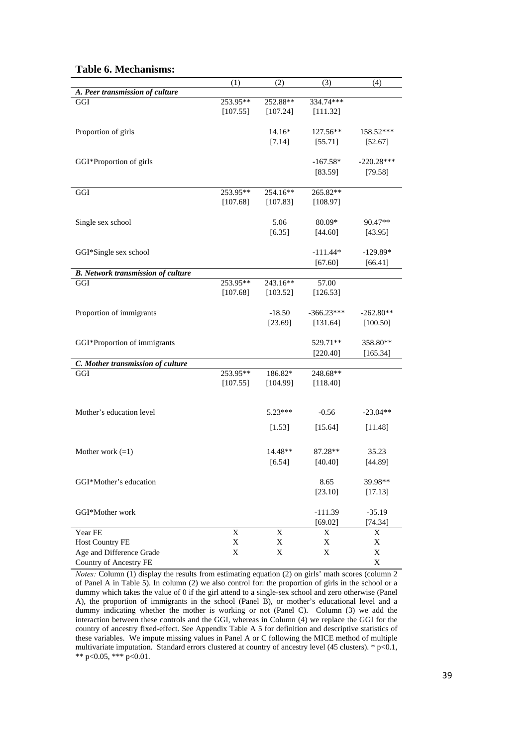**Table 6. Mechanisms:**

| | (1) | (2) | (3) | (4) |
|---|---|---|---|---|
| ***A. Peer transmission of culture*** | | | | |
| GGI | 253.95** | 252.88** | 334.74*** | |
| | [107.55] | [107.24] | [111.32] | |
| Proportion of girls | | 14.16* | 127.56** | 158.52*** |
| | | [7.14] | [55.71] | [52.67] |
| GGI*Proportion of girls | | | -167.58* | -220.28*** |
| | | | [83.59] | [79.58] |
| GGI | 253.95** | 254.16** | 265.82** | |
| | [107.68] | [107.83] | [108.97] | |
| Single sex school | | 5.06 | 80.09* | 90.47** |
| | | [6.35] | [44.60] | [43.95] |
| GGI*Single sex school | | | -111.44* | -129.89* |
| | | | [67.60] | [66.41] |
| ***B. Network transmission of culture*** | | | | |
| GGI | 253.95** | 243.16** | 57.00 | |
| | [107.68] | [103.52] | [126.53] | |
| Proportion of immigrants | | -18.50 | -366.23*** | -262.80** |
| | | [23.69] | [131.64] | [100.50] |
| GGI*Proportion of immigrants | | | 529.71** | 358.80** |
| | | | [220.40] | [165.34] |
| ***C. Mother transmission of culture*** | | | | |
| GGI | 253.95** | 186.82* | 248.68** | |
| | [107.55] | [104.99] | [118.40] | |
| Mother's education level | | 5.23*** | -0.56 | -23.04** |
| | | [1.53] | [15.64] | [11.48] |
| Mother work (=1) | | 14.48** | 87.28** | 35.23 |
| | | [6.54] | [40.40] | [44.89] |
| GGI*Mother's education | | | 8.65 | 39.98** |
| | | | [23.10] | [17.13] |
| GGI*Mother work | | | -111.39 | -35.19 |
| | | | [69.02] | [74.34] |
| Year FE | X | X | X | X |
| Host Country FE | X | X | X | X |
| Age and Difference Grade | X | X | X | X |
| Country of Ancestry FE | | | | X |

*Notes:* Column (1) display the results from estimating equation (2) on girls' math scores (column 2 of Panel A in Table 5). In column (2) we also control for: the proportion of girls in the school or a dummy which takes the value of 0 if the girl attend to a single-sex school and zero otherwise (Panel A), the proportion of immigrants in the school (Panel B), or mother's educational level and a dummy indicating whether the mother is working or not (Panel C). Column (3) we add the interaction between these controls and the GGI, whereas in Column (4) we replace the GGI for the country of ancestry fixed-effect. See Appendix Table A 5 for definition and descriptive statistics of these variables. We impute missing values in Panel A or C following the MICE method of multiple multivariate imputation. Standard errors clustered at country of ancestry level (45 clusters). * $p<0.1$, ** $p<0.05$, *** $p<0.01$.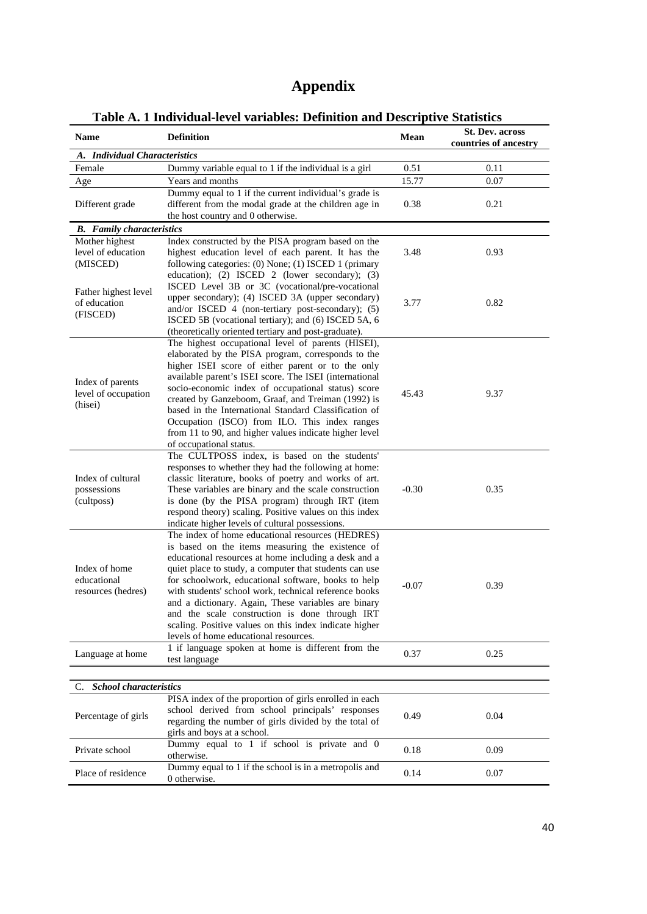# Appendix

**Table A. 1 Individual-level variables: Definition and Descriptive Statistics**

| Name | Definition | Mean | St. Dev. across countries of ancestry |
|---|---|---|---|
| ***A. Individual Characteristics*** | | | |
| Female | Dummy variable equal to 1 if the individual is a girl | 0.51 | 0.11 |
| Age | Years and months | 15.77 | 0.07 |
| Different grade | Dummy equal to 1 if the current individual's grade is different from the modal grade at the children age in the host country and 0 otherwise. | 0.38 | 0.21 |
| ***B. Family characteristics*** | | | |
| Mother highest level of education (MISCED) | Index constructed by the PISA program based on the highest education level of each parent. It has the following categories: (0) None; (1) ISCED 1 (primary education); (2) ISCED 2 (lower secondary); (3) ISCED Level 3B or 3C (vocational/pre-vocational upper secondary); (4) ISCED 3A (upper secondary) and/or ISCED 4 (non-tertiary post-secondary); (5) ISCED 5B (vocational tertiary); and (6) ISCED 5A, 6 (theoretically oriented tertiary and post-graduate). | 3.48 | 0.93 |
| Father highest level of education (FISCED) | | 3.77 | 0.82 |
| Index of parents level of occupation (hisei) | The highest occupational level of parents (HISEI), elaborated by the PISA program, corresponds to the higher ISEI score of either parent or to the only available parent's ISEI score. The ISEI (international socio-economic index of occupational status) score created by Ganzeboom, Graaf, and Treiman (1992) is based in the International Standard Classification of Occupation (ISCO) from ILO. This index ranges from 11 to 90, and higher values indicate higher level of occupational status. | 45.43 | 9.37 |
| Index of cultural possessions (cultposs) | The CULTPOSS index, is based on the students' responses to whether they had the following at home: classic literature, books of poetry and works of art. These variables are binary and the scale construction is done (by the PISA program) through IRT (item respond theory) scaling. Positive values on this index indicate higher levels of cultural possessions. | -0.30 | 0.35 |
| Index of home educational resources (hedres) | The index of home educational resources (HEDRES) is based on the items measuring the existence of educational resources at home including a desk and a quiet place to study, a computer that students can use for schoolwork, educational software, books to help with students' school work, technical reference books and a dictionary. Again, These variables are binary and the scale construction is done through IRT scaling. Positive values on this index indicate higher levels of home educational resources. | -0.07 | 0.39 |
| Language at home | 1 if language spoken at home is different from the test language | 0.37 | 0.25 |
| C. ***School characteristics*** | | | |
| Percentage of girls | PISA index of the proportion of girls enrolled in each school derived from school principals' responses regarding the number of girls divided by the total of girls and boys at a school. | 0.49 | 0.04 |
| Private school | Dummy equal to 1 if school is private and 0 otherwise. | 0.18 | 0.09 |
| Place of residence | Dummy equal to 1 if the school is in a metropolis and 0 otherwise. | 0.14 | 0.07 |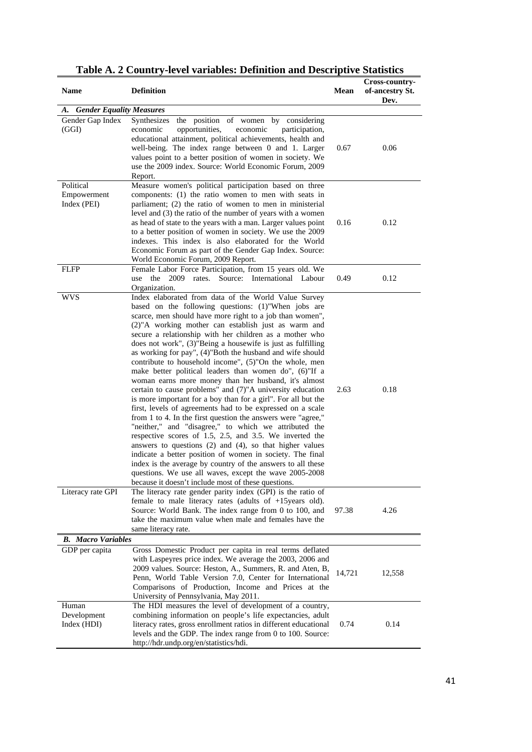**Table A. 2 Country-level variables: Definition and Descriptive Statistics**

| Name | Definition | Mean | Cross-country-of-ancestry St. Dev. |
|---|---|---|---|
| ***A. Gender Equality Measures*** | | | |
| Gender Gap Index (GGI) | Synthesizes the position of women by considering economic opportunities, economic participation, educational attainment, political achievements, health and well-being. The index range between 0 and 1. Larger values point to a better position of women in society. We use the 2009 index. Source: World Economic Forum, 2009 Report. | 0.67 | 0.06 |
| Political Empowerment Index (PEI) | Measure women's political participation based on three components: (1) the ratio women to men with seats in parliament; (2) the ratio of women to men in ministerial level and (3) the ratio of the number of years with a women as head of state to the years with a man. Larger values point to a better position of women in society. We use the 2009 indexes. This index is also elaborated for the World Economic Forum as part of the Gender Gap Index. Source: World Economic Forum, 2009 Report. | 0.16 | 0.12 |
| FLFP | Female Labor Force Participation, from 15 years old. We use the 2009 rates. Source: International Labour Organization. | 0.49 | 0.12 |
| WVS | Index elaborated from data of the World Value Survey based on the following questions: (1)"When jobs are scarce, men should have more right to a job than women", (2)"A working mother can establish just as warm and secure a relationship with her children as a mother who does not work", (3)"Being a housewife is just as fulfilling as working for pay", (4)"Both the husband and wife should contribute to household income", (5)"On the whole, men make better political leaders than women do", (6)"If a woman earns more money than her husband, it's almost certain to cause problems" and (7)"A university education is more important for a boy than for a girl". For all but the first, levels of agreements had to be expressed on a scale from 1 to 4. In the first question the answers were "agree," "neither," and "disagree," to which we attributed the respective scores of 1.5, 2.5, and 3.5. We inverted the answers to questions (2) and (4), so that higher values indicate a better position of women in society. The final index is the average by country of the answers to all these questions. We use all waves, except the wave 2005-2008 because it doesn't include most of these questions. | 2.63 | 0.18 |
| Literacy rate GPI | The literacy rate gender parity index (GPI) is the ratio of female to male literacy rates (adults of +15years old). Source: World Bank. The index range from 0 to 100, and take the maximum value when male and females have the same literacy rate. | 97.38 | 4.26 |
| ***B. Macro Variables*** | | | |
| GDP per capita | Gross Domestic Product per capita in real terms deflated with Laspeyres price index. We average the 2003, 2006 and 2009 values. Source: Heston, A., Summers, R. and Aten, B, Penn, World Table Version 7.0, Center for International Comparisons of Production, Income and Prices at the University of Pennsylvania, May 2011. | 14,721 | 12,558 |
| Human Development Index (HDI) | The HDI measures the level of development of a country, combining information on people's life expectancies, adult literacy rates, gross enrollment ratios in different educational levels and the GDP. The index range from 0 to 100. Source: http://hdr.undp.org/en/statistics/hdi. | 0.74 | 0.14 |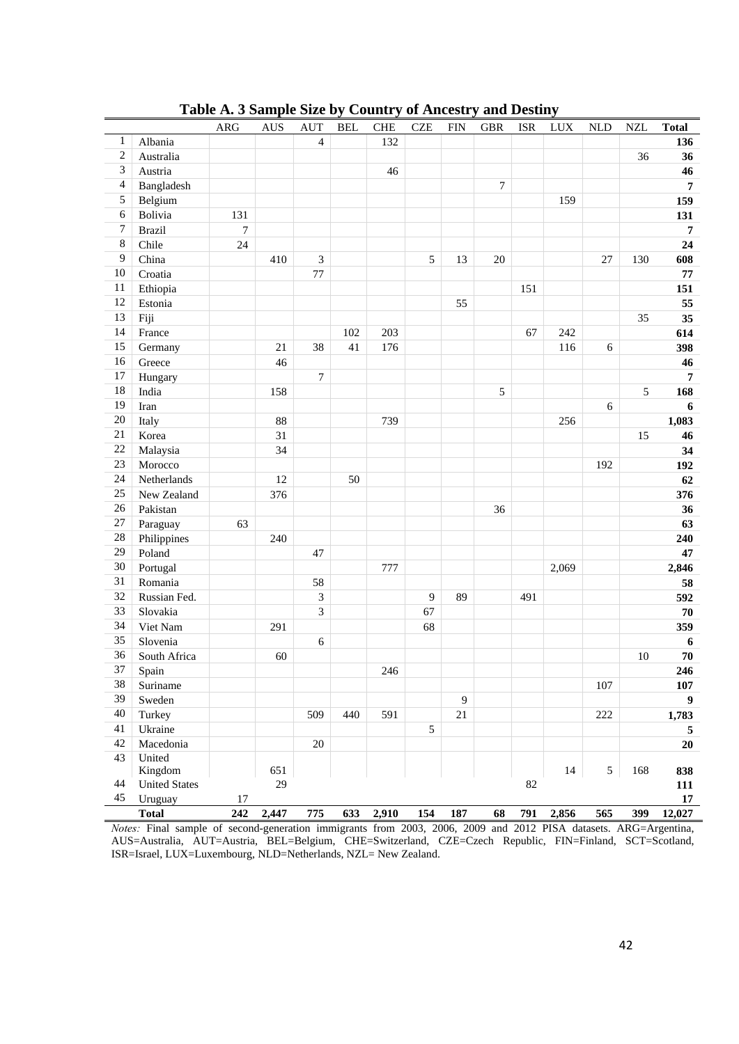**Table A. 3 Sample Size by Country of Ancestry and Destiny**

| | | ARG | AUS | AUT | BEL | CHE | CZE | FIN | GBR | ISR | LUX | NLD | NZL | Total |
|---|---|---|---|---|---|---|---|---|---|---|---|---|---|---|
| 1 | Albania | | | 4 | | 132 | | | | | | | | **136** |
| 2 | Australia | | | | | | | | | | | | 36 | **36** |
| 3 | Austria | | | | | 46 | | | | | | | | **46** |
| 4 | Bangladesh | | | | | | | | 7 | | | | | **7** |
| 5 | Belgium | | | | | | | | | | 159 | | | **159** |
| 6 | Bolivia | 131 | | | | | | | | | | | | **131** |
| 7 | Brazil | 7 | | | | | | | | | | | | **7** |
| 8 | Chile | 24 | | | | | | | | | | | | **24** |
| 9 | China | | 410 | 3 | | | 5 | 13 | 20 | | | 27 | 130 | **608** |
| 10 | Croatia | | | 77 | | | | | | | | | | **77** |
| 11 | Ethiopia | | | | | | | | | 151 | | | | **151** |
| 12 | Estonia | | | | | | | 55 | | | | | | **55** |
| 13 | Fiji | | | | | | | | | | | | 35 | **35** |
| 14 | France | | | | 102 | 203 | | | | 67 | 242 | | | **614** |
| 15 | Germany | | 21 | 38 | 41 | 176 | | | | | 116 | 6 | | **398** |
| 16 | Greece | | 46 | | | | | | | | | | | **46** |
| 17 | Hungary | | | 7 | | | | | | | | | | **7** |
| 18 | India | | 158 | | | | | | 5 | | | | 5 | **168** |
| 19 | Iran | | | | | | | | | | | 6 | | **6** |
| 20 | Italy | | 88 | | | 739 | | | | | 256 | | | **1,083** |
| 21 | Korea | | 31 | | | | | | | | | | 15 | **46** |
| 22 | Malaysia | | 34 | | | | | | | | | | | **34** |
| 23 | Morocco | | | | | | | | | | | 192 | | **192** |
| 24 | Netherlands | | 12 | | 50 | | | | | | | | | **62** |
| 25 | New Zealand | | 376 | | | | | | | | | | | **376** |
| 26 | Pakistan | | | | | | | | 36 | | | | | **36** |
| 27 | Paraguay | 63 | | | | | | | | | | | | **63** |
| 28 | Philippines | | 240 | | | | | | | | | | | **240** |
| 29 | Poland | | | 47 | | | | | | | | | | **47** |
| 30 | Portugal | | | | | 777 | | | | | 2,069 | | | **2,846** |
| 31 | Romania | | | 58 | | | | | | | | | | **58** |
| 32 | Russian Fed. | | | 3 | | | 9 | 89 | | 491 | | | | **592** |
| 33 | Slovakia | | | 3 | | | 67 | | | | | | | **70** |
| 34 | Viet Nam | | 291 | | | | 68 | | | | | | | **359** |
| 35 | Slovenia | | | 6 | | | | | | | | | | **6** |
| 36 | South Africa | | 60 | | | | | | | | | | 10 | **70** |
| 37 | Spain | | | | | 246 | | | | | | | | **246** |
| 38 | Suriname | | | | | | | | | | | 107 | | **107** |
| 39 | Sweden | | | | | | | 9 | | | | | | **9** |
| 40 | Turkey | | | 509 | 440 | 591 | | 21 | | | | 222 | | **1,783** |
| 41 | Ukraine | | | | | | 5 | | | | | | | **5** |
| 42 | Macedonia | | | 20 | | | | | | | | | | **20** |
| 43 | United Kingdom | | 651 | | | | | | | | 14 | 5 | 168 | **838** |
| 44 | United States | | 29 | | | | | | | 82 | | | | **111** |
| 45 | Uruguay | 17 | | | | | | | | | | | | **17** |
| | **Total** | **242** | **2,447** | **775** | **633** | **2,910** | **154** | **187** | **68** | **791** | **2,856** | **565** | **399** | **12,027** |

*Notes:* Final sample of second-generation immigrants from 2003, 2006, 2009 and 2012 PISA datasets. ARG=Argentina, AUS=Australia, AUT=Austria, BEL=Belgium, CHE=Switzerland, CZE=Czech Republic, FIN=Finland, SCT=Scotland, ISR=Israel, LUX=Luxembourg, NLD=Netherlands, NZL= New Zealand.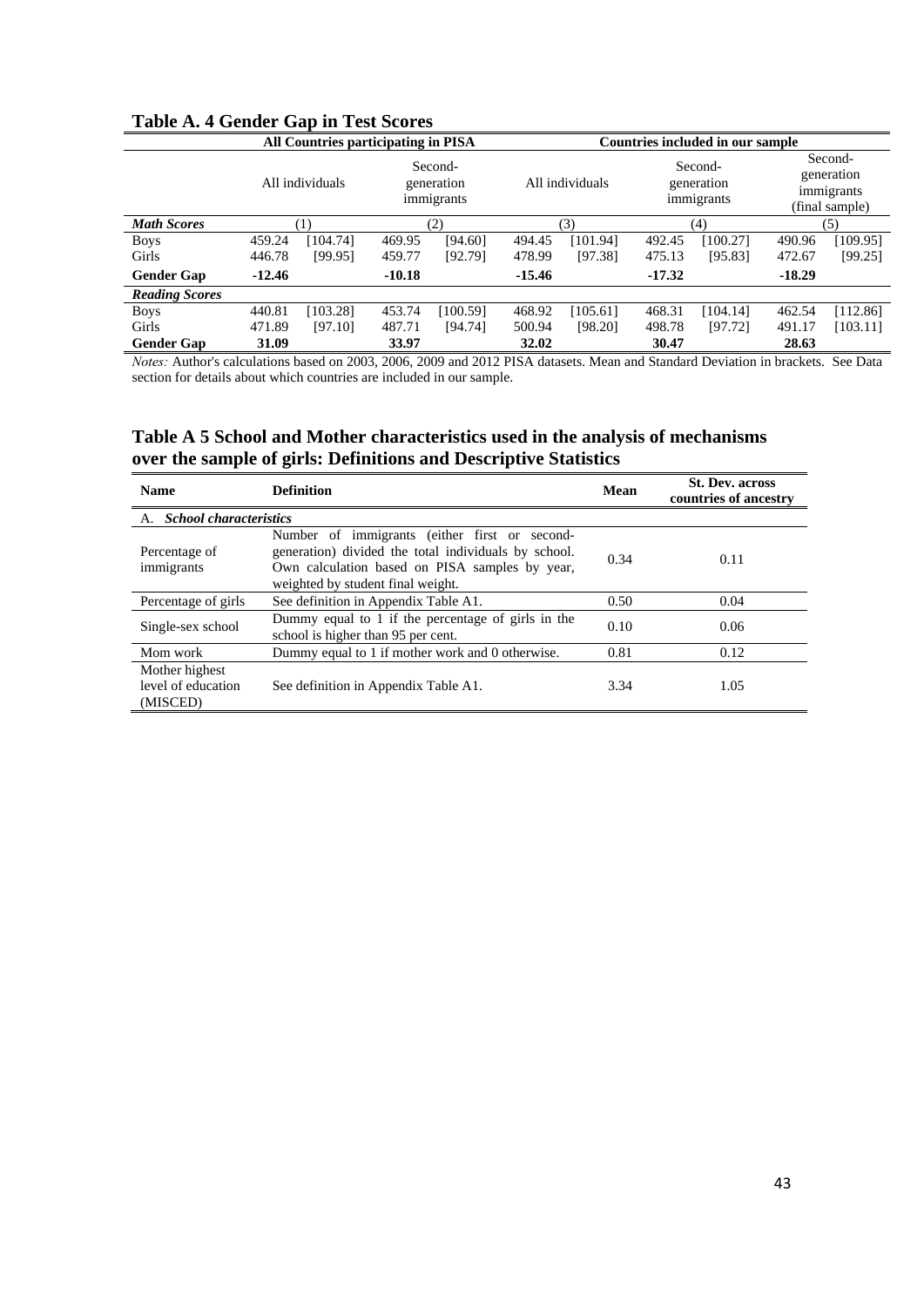## Table A. 4 Gender Gap in Test Scores

| | All Countries participating in PISA | | | | Countries included in our sample | | | | | |
|---|---|---|---|---|---|---|---|---|---|---|
| | All individuals | | Second-generation immigrants | | All individuals | | Second-generation immigrants | | Second-generation immigrants (final sample) | |
| ***Math Scores*** | (1) | | (2) | | (3) | | (4) | | (5) | |
| Boys | 459.24 | [104.74] | 469.95 | [94.60] | 494.45 | [101.94] | 492.45 | [100.27] | 490.96 | [109.95] |
| Girls | 446.78 | [99.95] | 459.77 | [92.79] | 478.99 | [97.38] | 475.13 | [95.83] | 472.67 | [99.25] |
| **Gender Gap** | **-12.46** | | **-10.18** | | **-15.46** | | **-17.32** | | **-18.29** | |
| ***Reading Scores*** | | | | | | | | | | |
| Boys | 440.81 | [103.28] | 453.74 | [100.59] | 468.92 | [105.61] | 468.31 | [104.14] | 462.54 | [112.86] |
| Girls | 471.89 | [97.10] | 487.71 | [94.74] | 500.94 | [98.20] | 498.78 | [97.72] | 491.17 | [103.11] |
| **Gender Gap** | **31.09** | | **33.97** | | **32.02** | | **30.47** | | **28.63** | |

*Notes:* Author's calculations based on 2003, 2006, 2009 and 2012 PISA datasets. Mean and Standard Deviation in brackets. See Data section for details about which countries are included in our sample.

## Table A 5 School and Mother characteristics used in the analysis of mechanisms over the sample of girls: Definitions and Descriptive Statistics

| Name | Definition | Mean | St. Dev. across countries of ancestry |
|---|---|---|---|
| A. ***School characteristics*** | | | |
| Percentage of immigrants | Number of immigrants (either first or second-generation) divided the total individuals by school. Own calculation based on PISA samples by year, weighted by student final weight. | 0.34 | 0.11 |
| Percentage of girls | See definition in Appendix Table A1. | 0.50 | 0.04 |
| Single-sex school | Dummy equal to 1 if the percentage of girls in the school is higher than 95 per cent. | 0.10 | 0.06 |
| Mom work | Dummy equal to 1 if mother work and 0 otherwise. | 0.81 | 0.12 |
| Mother highest level of education (MISCED) | See definition in Appendix Table A1. | 3.34 | 1.05 |